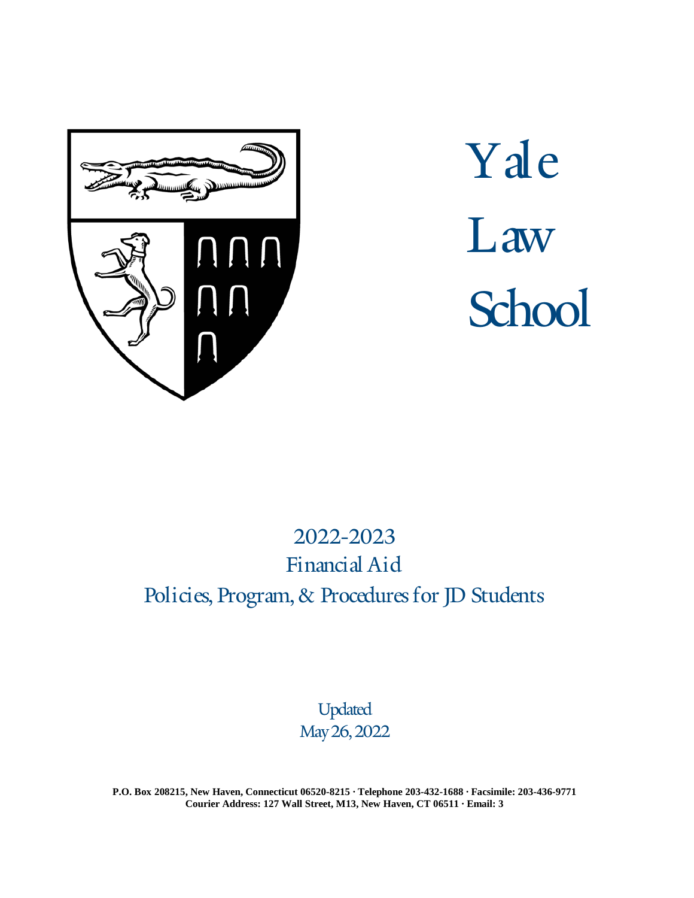# Yale Law School

## 2022-2023
## Financial Aid
## Policies, Program, & Procedures for JD Students

Updated
May 26, 2022

**P.O. Box 208215, New Haven, Connecticut 06520-8215 · Telephone 203-432-1688 · Facsimile: 203-436-9771**
**Courier Address: 127 Wall Street, M13, New Haven, CT 06511 · Email: 3**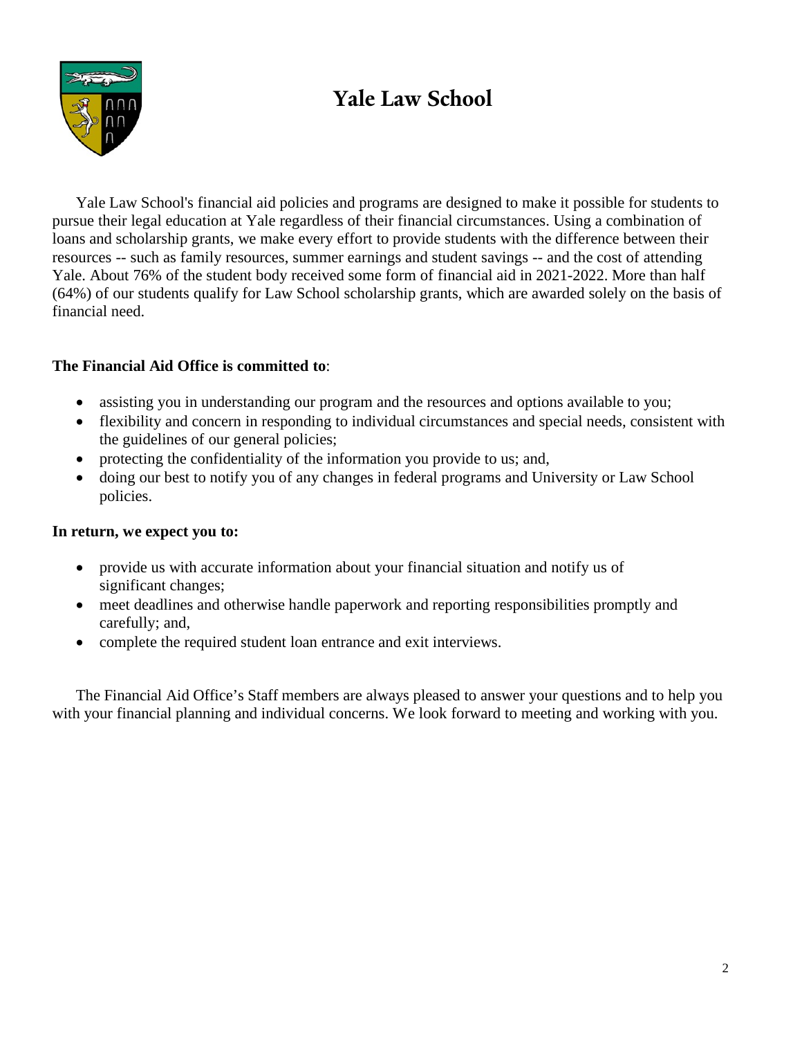# Yale Law School

Yale Law School's financial aid policies and programs are designed to make it possible for students to pursue their legal education at Yale regardless of their financial circumstances. Using a combination of loans and scholarship grants, we make every effort to provide students with the difference between their resources -- such as family resources, summer earnings and student savings -- and the cost of attending Yale. About 76% of the student body received some form of financial aid in 2021-2022. More than half (64%) of our students qualify for Law School scholarship grants, which are awarded solely on the basis of financial need.

**The Financial Aid Office is committed to**:

- assisting you in understanding our program and the resources and options available to you;
- flexibility and concern in responding to individual circumstances and special needs, consistent with the guidelines of our general policies;
- protecting the confidentiality of the information you provide to us; and,
- doing our best to notify you of any changes in federal programs and University or Law School policies.

**In return, we expect you to:**

- provide us with accurate information about your financial situation and notify us of significant changes;
- meet deadlines and otherwise handle paperwork and reporting responsibilities promptly and carefully; and,
- complete the required student loan entrance and exit interviews.

The Financial Aid Office's Staff members are always pleased to answer your questions and to help you with your financial planning and individual concerns. We look forward to meeting and working with you.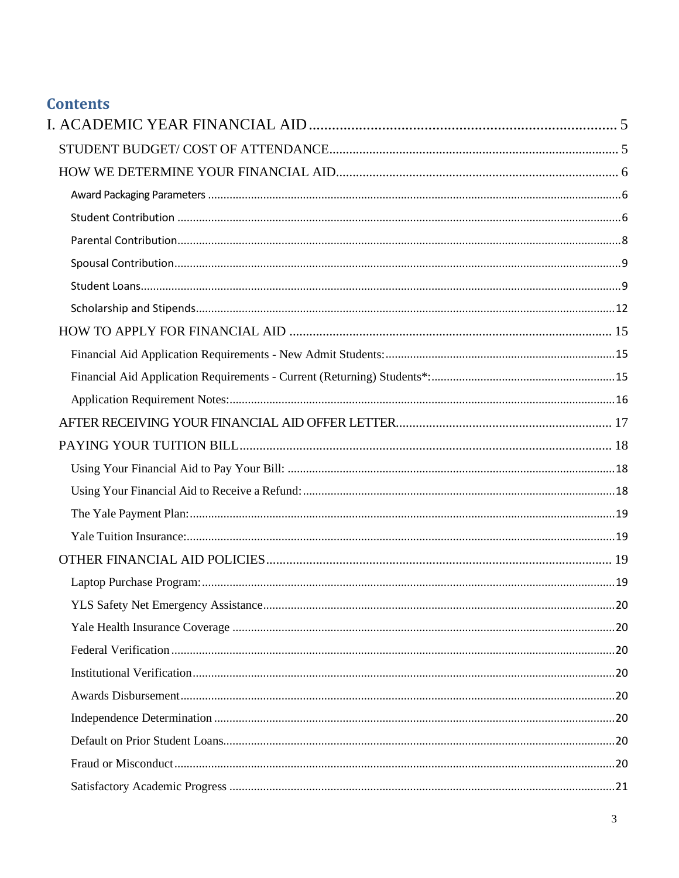## Contents

I. ACADEMIC YEAR FINANCIAL AID .................................................................................. 5

- STUDENT BUDGET/ COST OF ATTENDANCE ....................................................................... 5
- HOW WE DETERMINE YOUR FINANCIAL AID ..................................................................... 6
  - Award Packaging Parameters ..................................................................................... 6
  - Student Contribution ................................................................................................ 6
  - Parental Contribution ................................................................................................ 8
  - Spousal Contribution ................................................................................................ 9
  - Student Loans .......................................................................................................... 9
  - Scholarship and Stipends ......................................................................................... 12
- HOW TO APPLY FOR FINANCIAL AID ................................................................................ 15
  - Financial Aid Application Requirements - New Admit Students: ........................................ 15
  - Financial Aid Application Requirements - Current (Returning) Students*: ............................ 15
  - Application Requirement Notes: ................................................................................. 16
- AFTER RECEIVING YOUR FINANCIAL AID OFFER LETTER ................................................... 17
- PAYING YOUR TUITION BILL ............................................................................................ 18
  - Using Your Financial Aid to Pay Your Bill: ................................................................... 18
  - Using Your Financial Aid to Receive a Refund: ............................................................. 18
  - The Yale Payment Plan: ............................................................................................ 19
  - Yale Tuition Insurance: ............................................................................................ 19
- OTHER FINANCIAL AID POLICIES ..................................................................................... 19
  - Laptop Purchase Program: ........................................................................................ 19
  - YLS Safety Net Emergency Assistance ......................................................................... 20
  - Yale Health Insurance Coverage ................................................................................. 20
  - Federal Verification ................................................................................................. 20
  - Institutional Verification .......................................................................................... 20
  - Awards Disbursement ............................................................................................... 20
  - Independence Determination ..................................................................................... 20
  - Default on Prior Student Loans ................................................................................... 20
  - Fraud or Misconduct ................................................................................................. 20
  - Satisfactory Academic Progress .................................................................................. 21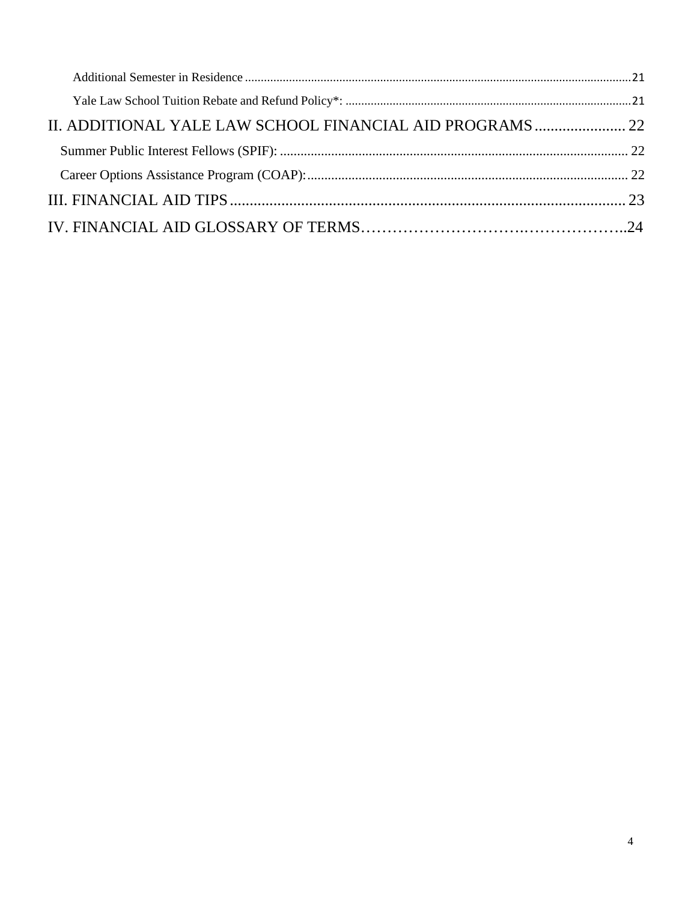Additional Semester in Residence ........................................................................................................................21

Yale Law School Tuition Rebate and Refund Policy*: ........................................................................................21

II. ADDITIONAL YALE LAW SCHOOL FINANCIAL AID PROGRAMS ....................... 22

Summer Public Interest Fellows (SPIF): ..................................................................................................... 22

Career Options Assistance Program (COAP): ............................................................................................. 22

III. FINANCIAL AID TIPS .................................................................................................... 23

IV. FINANCIAL AID GLOSSARY OF TERMS……………………….……………..24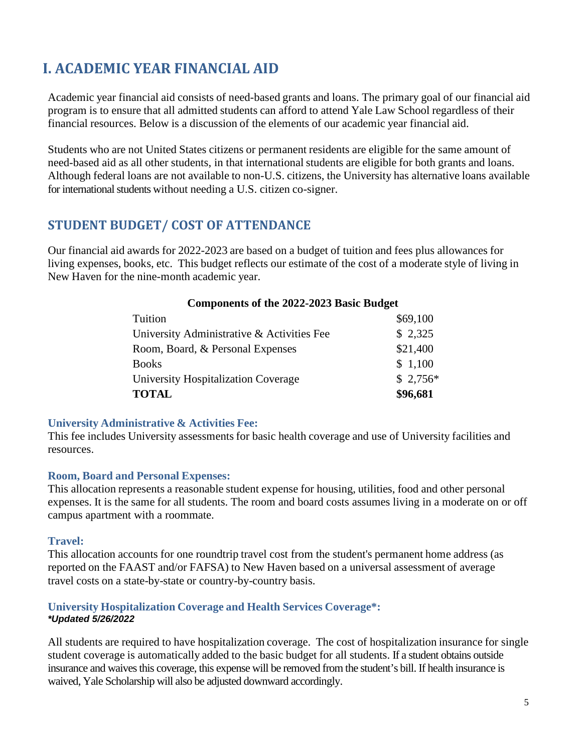# I. ACADEMIC YEAR FINANCIAL AID

Academic year financial aid consists of need-based grants and loans. The primary goal of our financial aid program is to ensure that all admitted students can afford to attend Yale Law School regardless of their financial resources. Below is a discussion of the elements of our academic year financial aid.

Students who are not United States citizens or permanent residents are eligible for the same amount of need-based aid as all other students, in that international students are eligible for both grants and loans. Although federal loans are not available to non-U.S. citizens, the University has alternative loans available for international students without needing a U.S. citizen co-signer.

## STUDENT BUDGET/ COST OF ATTENDANCE

Our financial aid awards for 2022-2023 are based on a budget of tuition and fees plus allowances for living expenses, books, etc. This budget reflects our estimate of the cost of a moderate style of living in New Haven for the nine-month academic year.

**Components of the 2022-2023 Basic Budget**

| Component | Amount |
| --- | --- |
| Tuition | $69,100 |
| University Administrative & Activities Fee | $ 2,325 |
| Room, Board, & Personal Expenses | $21,400 |
| Books | $ 1,100 |
| University Hospitalization Coverage | $ 2,756* |
| **TOTAL** | **$96,681** |

### University Administrative & Activities Fee:

This fee includes University assessments for basic health coverage and use of University facilities and resources.

### Room, Board and Personal Expenses:

This allocation represents a reasonable student expense for housing, utilities, food and other personal expenses. It is the same for all students. The room and board costs assumes living in a moderate on or off campus apartment with a roommate.

### Travel:

This allocation accounts for one roundtrip travel cost from the student's permanent home address (as reported on the FAAST and/or FAFSA) to New Haven based on a universal assessment of average travel costs on a state-by-state or country-by-country basis.

### University Hospitalization Coverage and Health Services Coverage*:

***Updated 5/26/2022***

All students are required to have hospitalization coverage. The cost of hospitalization insurance for single student coverage is automatically added to the basic budget for all students. If a student obtains outside insurance and waives this coverage, this expense will be removed from the student's bill. If health insurance is waived, Yale Scholarship will also be adjusted downward accordingly.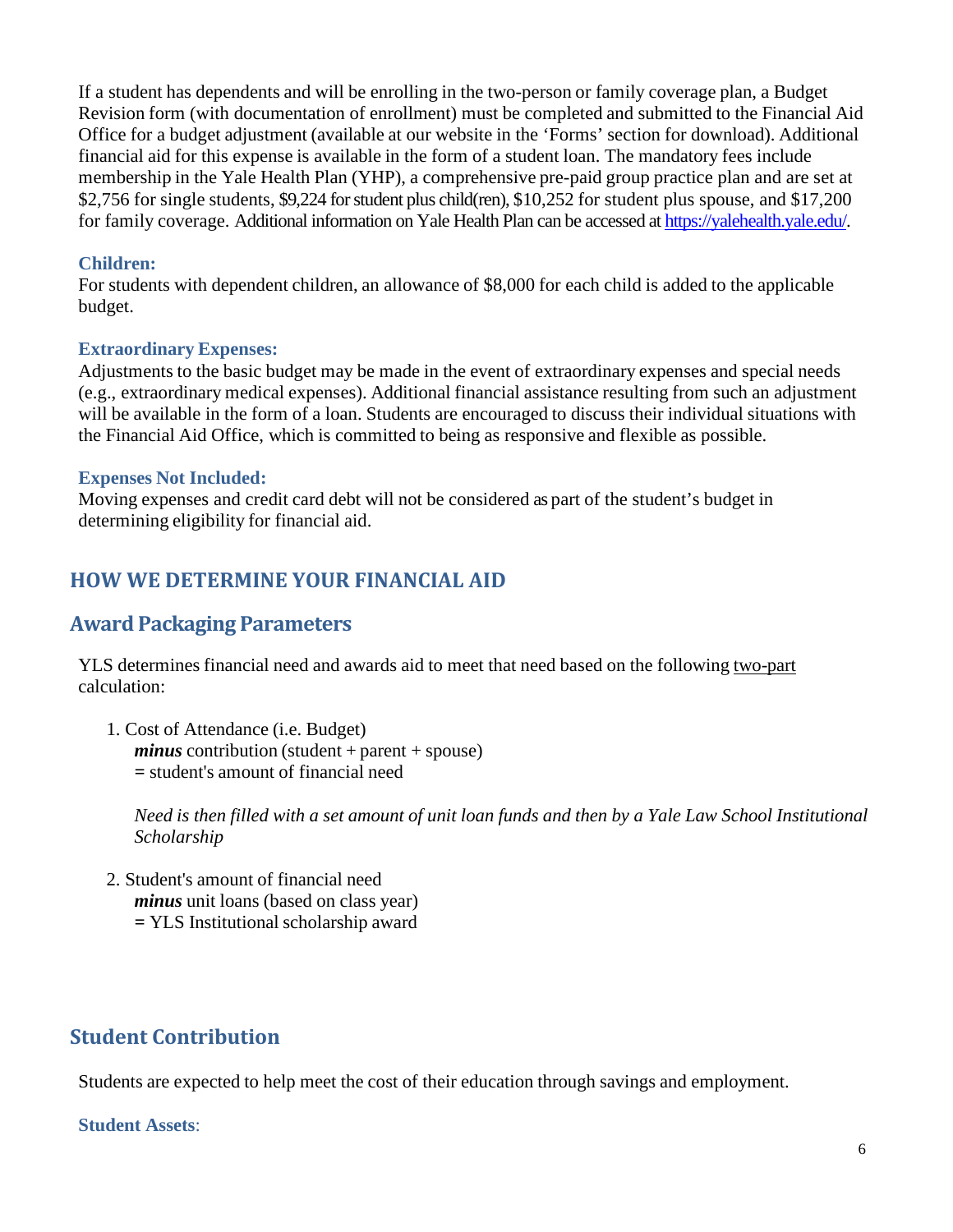If a student has dependents and will be enrolling in the two-person or family coverage plan, a Budget Revision form (with documentation of enrollment) must be completed and submitted to the Financial Aid Office for a budget adjustment (available at our website in the 'Forms' section for download). Additional financial aid for this expense is available in the form of a student loan. The mandatory fees include membership in the Yale Health Plan (YHP), a comprehensive pre-paid group practice plan and are set at $2,756 for single students, $9,224 for student plus child(ren), $10,252 for student plus spouse, and $17,200 for family coverage. Additional information on Yale Health Plan can be accessed at https://yalehealth.yale.edu/.

### Children:

For students with dependent children, an allowance of $8,000 for each child is added to the applicable budget.

### Extraordinary Expenses:

Adjustments to the basic budget may be made in the event of extraordinary expenses and special needs (e.g., extraordinary medical expenses). Additional financial assistance resulting from such an adjustment will be available in the form of a loan. Students are encouraged to discuss their individual situations with the Financial Aid Office, which is committed to being as responsive and flexible as possible.

### Expenses Not Included:

Moving expenses and credit card debt will not be considered as part of the student's budget in determining eligibility for financial aid.

# HOW WE DETERMINE YOUR FINANCIAL AID

## Award Packaging Parameters

YLS determines financial need and awards aid to meet that need based on the following two-part calculation:

1. Cost of Attendance (i.e. Budget)
   ***minus*** contribution (student + parent + spouse)
   **=** student's amount of financial need

   *Need is then filled with a set amount of unit loan funds and then by a Yale Law School Institutional Scholarship*

2. Student's amount of financial need
   ***minus*** unit loans (based on class year)
   **=** YLS Institutional scholarship award

## Student Contribution

Students are expected to help meet the cost of their education through savings and employment.

### Student Assets: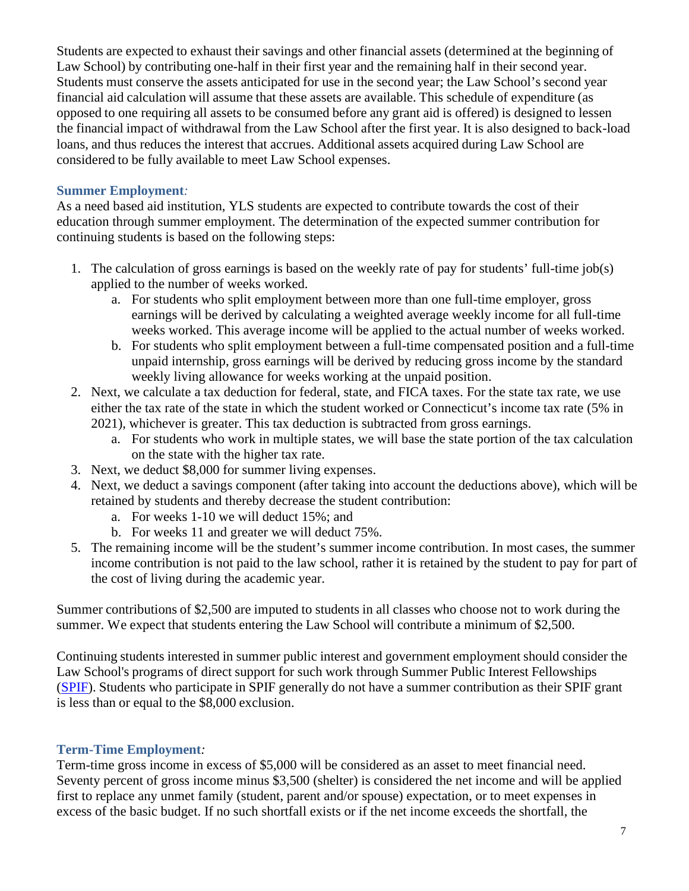Students are expected to exhaust their savings and other financial assets (determined at the beginning of Law School) by contributing one-half in their first year and the remaining half in their second year. Students must conserve the assets anticipated for use in the second year; the Law School's second year financial aid calculation will assume that these assets are available. This schedule of expenditure (as opposed to one requiring all assets to be consumed before any grant aid is offered) is designed to lessen the financial impact of withdrawal from the Law School after the first year. It is also designed to back-load loans, and thus reduces the interest that accrues. Additional assets acquired during Law School are considered to be fully available to meet Law School expenses.

### Summer Employment*:*

As a need based aid institution, YLS students are expected to contribute towards the cost of their education through summer employment. The determination of the expected summer contribution for continuing students is based on the following steps:

1. The calculation of gross earnings is based on the weekly rate of pay for students' full-time job(s) applied to the number of weeks worked.
   a. For students who split employment between more than one full-time employer, gross earnings will be derived by calculating a weighted average weekly income for all full-time weeks worked. This average income will be applied to the actual number of weeks worked.
   b. For students who split employment between a full-time compensated position and a full-time unpaid internship, gross earnings will be derived by reducing gross income by the standard weekly living allowance for weeks working at the unpaid position.
2. Next, we calculate a tax deduction for federal, state, and FICA taxes. For the state tax rate, we use either the tax rate of the state in which the student worked or Connecticut's income tax rate (5% in 2021), whichever is greater. This tax deduction is subtracted from gross earnings.
   a. For students who work in multiple states, we will base the state portion of the tax calculation on the state with the higher tax rate.
3. Next, we deduct $8,000 for summer living expenses.
4. Next, we deduct a savings component (after taking into account the deductions above), which will be retained by students and thereby decrease the student contribution:
   a. For weeks 1-10 we will deduct 15%; and
   b. For weeks 11 and greater we will deduct 75%.
5. The remaining income will be the student's summer income contribution. In most cases, the summer income contribution is not paid to the law school, rather it is retained by the student to pay for part of the cost of living during the academic year.

Summer contributions of $2,500 are imputed to students in all classes who choose not to work during the summer. We expect that students entering the Law School will contribute a minimum of $2,500.

Continuing students interested in summer public interest and government employment should consider the Law School's programs of direct support for such work through Summer Public Interest Fellowships (SPIF). Students who participate in SPIF generally do not have a summer contribution as their SPIF grant is less than or equal to the $8,000 exclusion.

### Term-Time Employment*:*

Term-time gross income in excess of $5,000 will be considered as an asset to meet financial need. Seventy percent of gross income minus $3,500 (shelter) is considered the net income and will be applied first to replace any unmet family (student, parent and/or spouse) expectation, or to meet expenses in excess of the basic budget. If no such shortfall exists or if the net income exceeds the shortfall, the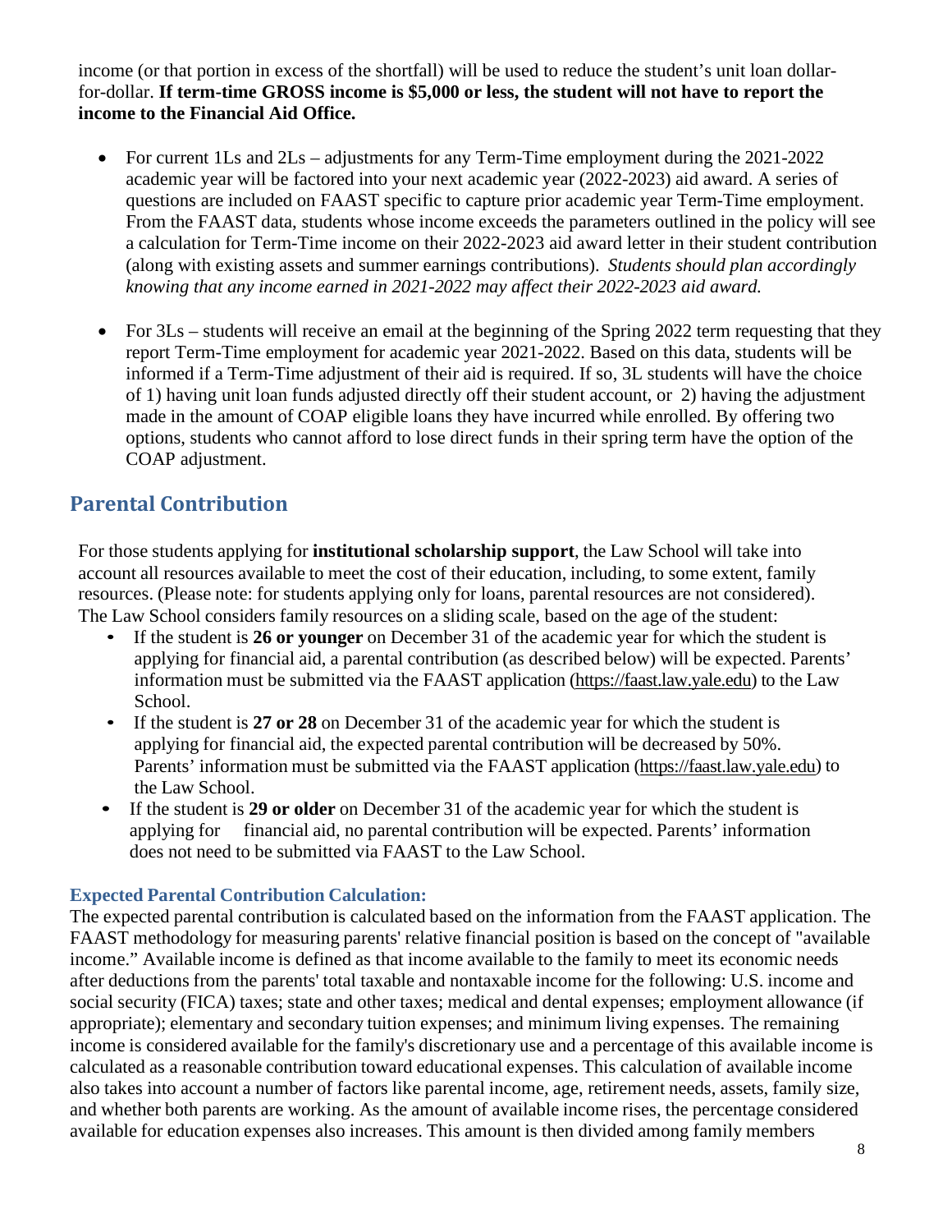income (or that portion in excess of the shortfall) will be used to reduce the student's unit loan dollar-for-dollar. **If term-time GROSS income is $5,000 or less, the student will not have to report the income to the Financial Aid Office.**

- For current 1Ls and 2Ls – adjustments for any Term-Time employment during the 2021-2022 academic year will be factored into your next academic year (2022-2023) aid award. A series of questions are included on FAAST specific to capture prior academic year Term-Time employment. From the FAAST data, students whose income exceeds the parameters outlined in the policy will see a calculation for Term-Time income on their 2022-2023 aid award letter in their student contribution (along with existing assets and summer earnings contributions). *Students should plan accordingly knowing that any income earned in 2021-2022 may affect their 2022-2023 aid award.*

- For 3Ls – students will receive an email at the beginning of the Spring 2022 term requesting that they report Term-Time employment for academic year 2021-2022. Based on this data, students will be informed if a Term-Time adjustment of their aid is required. If so, 3L students will have the choice of 1) having unit loan funds adjusted directly off their student account, or 2) having the adjustment made in the amount of COAP eligible loans they have incurred while enrolled. By offering two options, students who cannot afford to lose direct funds in their spring term have the option of the COAP adjustment.

## Parental Contribution

For those students applying for **institutional scholarship support**, the Law School will take into account all resources available to meet the cost of their education, including, to some extent, family resources. (Please note: for students applying only for loans, parental resources are not considered). The Law School considers family resources on a sliding scale, based on the age of the student:

- If the student is **26 or younger** on December 31 of the academic year for which the student is applying for financial aid, a parental contribution (as described below) will be expected. Parents' information must be submitted via the FAAST application (https://faast.law.yale.edu) to the Law School.
- If the student is **27 or 28** on December 31 of the academic year for which the student is applying for financial aid, the expected parental contribution will be decreased by 50%. Parents' information must be submitted via the FAAST application (https://faast.law.yale.edu) to the Law School.
- If the student is **29 or older** on December 31 of the academic year for which the student is applying for financial aid, no parental contribution will be expected. Parents' information does not need to be submitted via FAAST to the Law School.

### Expected Parental Contribution Calculation:

The expected parental contribution is calculated based on the information from the FAAST application. The FAAST methodology for measuring parents' relative financial position is based on the concept of "available income." Available income is defined as that income available to the family to meet its economic needs after deductions from the parents' total taxable and nontaxable income for the following: U.S. income and social security (FICA) taxes; state and other taxes; medical and dental expenses; employment allowance (if appropriate); elementary and secondary tuition expenses; and minimum living expenses. The remaining income is considered available for the family's discretionary use and a percentage of this available income is calculated as a reasonable contribution toward educational expenses. This calculation of available income also takes into account a number of factors like parental income, age, retirement needs, assets, family size, and whether both parents are working. As the amount of available income rises, the percentage considered available for education expenses also increases. This amount is then divided among family members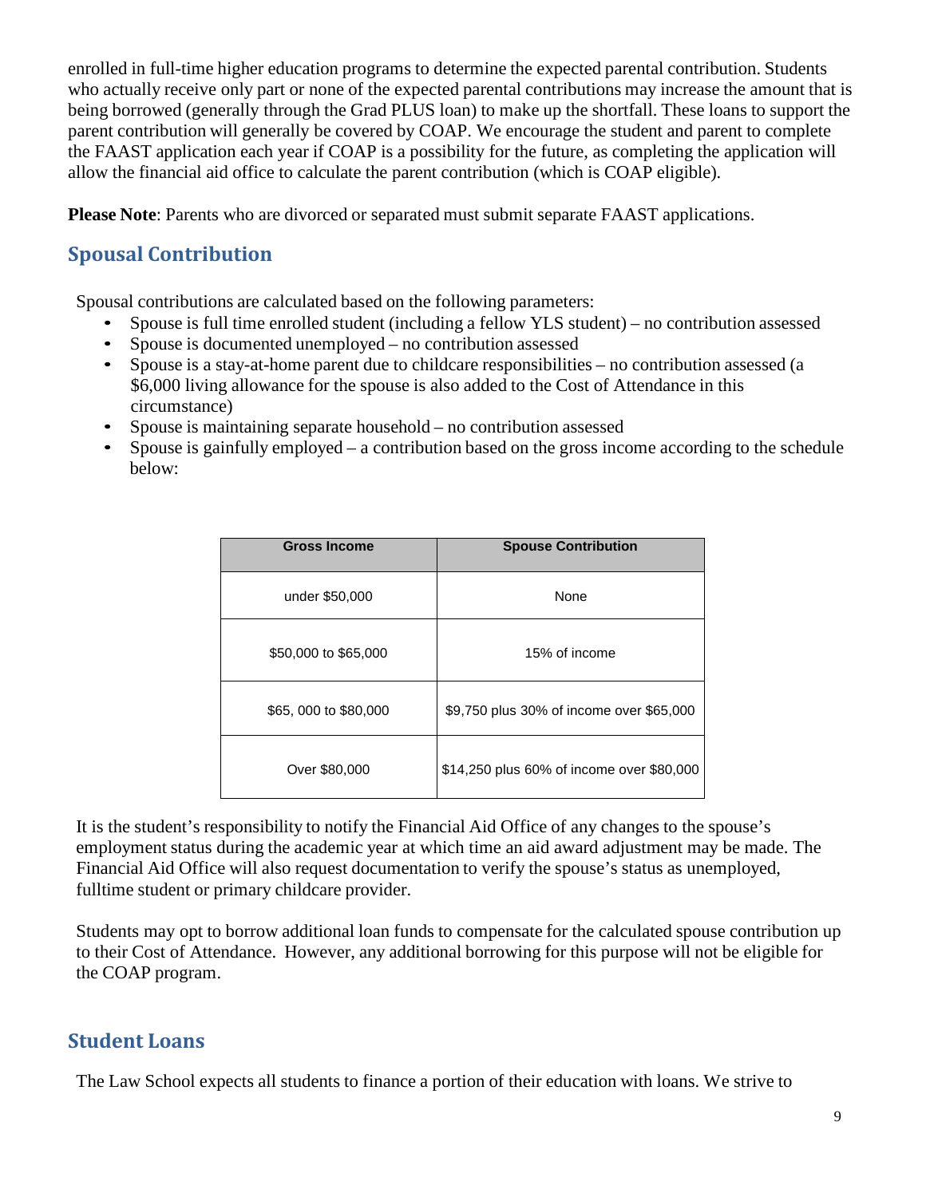enrolled in full-time higher education programs to determine the expected parental contribution. Students who actually receive only part or none of the expected parental contributions may increase the amount that is being borrowed (generally through the Grad PLUS loan) to make up the shortfall. These loans to support the parent contribution will generally be covered by COAP. We encourage the student and parent to complete the FAAST application each year if COAP is a possibility for the future, as completing the application will allow the financial aid office to calculate the parent contribution (which is COAP eligible).

**Please Note**: Parents who are divorced or separated must submit separate FAAST applications.

## Spousal Contribution

Spousal contributions are calculated based on the following parameters:

- Spouse is full time enrolled student (including a fellow YLS student) – no contribution assessed
- Spouse is documented unemployed – no contribution assessed
- Spouse is a stay-at-home parent due to childcare responsibilities – no contribution assessed (a $6,000 living allowance for the spouse is also added to the Cost of Attendance in this circumstance)
- Spouse is maintaining separate household – no contribution assessed
- Spouse is gainfully employed – a contribution based on the gross income according to the schedule below:

| Gross Income | Spouse Contribution |
|---|---|
| under $50,000 | None |
| $50,000 to $65,000 | 15% of income |
| $65, 000 to $80,000 | $9,750 plus 30% of income over $65,000 |
| Over $80,000 | $14,250 plus 60% of income over $80,000 |

It is the student's responsibility to notify the Financial Aid Office of any changes to the spouse's employment status during the academic year at which time an aid award adjustment may be made. The Financial Aid Office will also request documentation to verify the spouse's status as unemployed, fulltime student or primary childcare provider.

Students may opt to borrow additional loan funds to compensate for the calculated spouse contribution up to their Cost of Attendance. However, any additional borrowing for this purpose will not be eligible for the COAP program.

## Student Loans

The Law School expects all students to finance a portion of their education with loans. We strive to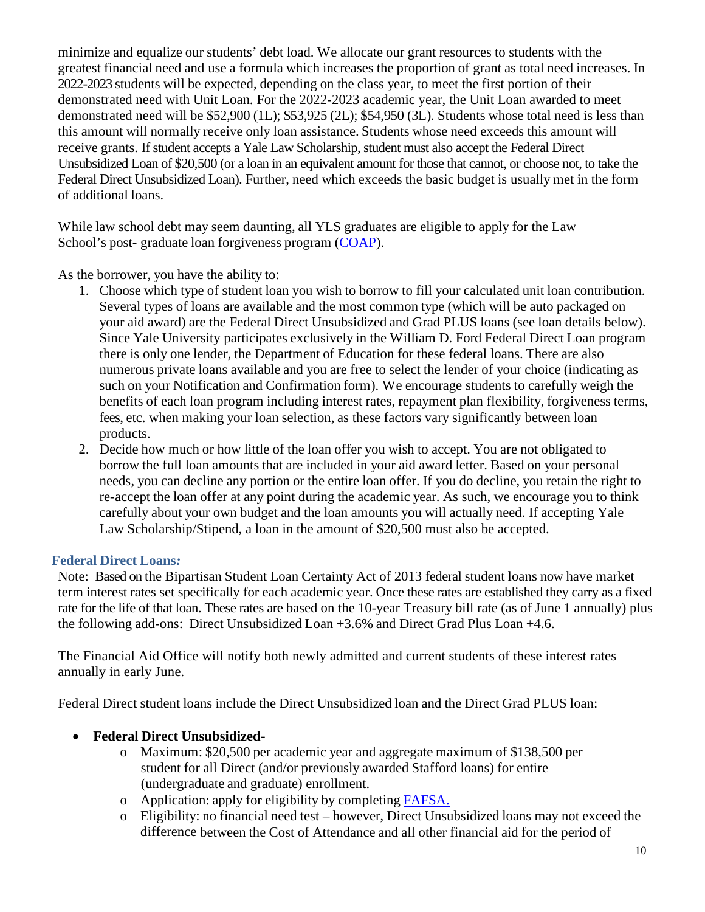minimize and equalize our students' debt load. We allocate our grant resources to students with the greatest financial need and use a formula which increases the proportion of grant as total need increases. In 2022-2023 students will be expected, depending on the class year, to meet the first portion of their demonstrated need with Unit Loan. For the 2022-2023 academic year, the Unit Loan awarded to meet demonstrated need will be $52,900 (1L); $53,925 (2L); $54,950 (3L). Students whose total need is less than this amount will normally receive only loan assistance. Students whose need exceeds this amount will receive grants. If student accepts a Yale Law Scholarship, student must also accept the Federal Direct Unsubsidized Loan of $20,500 (or a loan in an equivalent amount for those that cannot, or choose not, to take the Federal Direct Unsubsidized Loan). Further, need which exceeds the basic budget is usually met in the form of additional loans.

While law school debt may seem daunting, all YLS graduates are eligible to apply for the Law School's post- graduate loan forgiveness program (COAP).

As the borrower, you have the ability to:

1. Choose which type of student loan you wish to borrow to fill your calculated unit loan contribution. Several types of loans are available and the most common type (which will be auto packaged on your aid award) are the Federal Direct Unsubsidized and Grad PLUS loans (see loan details below). Since Yale University participates exclusively in the William D. Ford Federal Direct Loan program there is only one lender, the Department of Education for these federal loans. There are also numerous private loans available and you are free to select the lender of your choice (indicating as such on your Notification and Confirmation form). We encourage students to carefully weigh the benefits of each loan program including interest rates, repayment plan flexibility, forgiveness terms, fees, etc. when making your loan selection, as these factors vary significantly between loan products.
2. Decide how much or how little of the loan offer you wish to accept. You are not obligated to borrow the full loan amounts that are included in your aid award letter. Based on your personal needs, you can decline any portion or the entire loan offer. If you do decline, you retain the right to re-accept the loan offer at any point during the academic year. As such, we encourage you to think carefully about your own budget and the loan amounts you will actually need. If accepting Yale Law Scholarship/Stipend, a loan in the amount of $20,500 must also be accepted.

## Federal Direct Loans*:*

Note: Based on the Bipartisan Student Loan Certainty Act of 2013 federal student loans now have market term interest rates set specifically for each academic year. Once these rates are established they carry as a fixed rate for the life of that loan. These rates are based on the 10-year Treasury bill rate (as of June 1 annually) plus the following add-ons: Direct Unsubsidized Loan +3.6% and Direct Grad Plus Loan +4.6.

The Financial Aid Office will notify both newly admitted and current students of these interest rates annually in early June.

Federal Direct student loans include the Direct Unsubsidized loan and the Direct Grad PLUS loan:

- **Federal Direct Unsubsidized-**
    - Maximum: $20,500 per academic year and aggregate maximum of $138,500 per student for all Direct (and/or previously awarded Stafford loans) for entire (undergraduate and graduate) enrollment.
    - Application: apply for eligibility by completing FAFSA.
    - Eligibility: no financial need test – however, Direct Unsubsidized loans may not exceed the difference between the Cost of Attendance and all other financial aid for the period of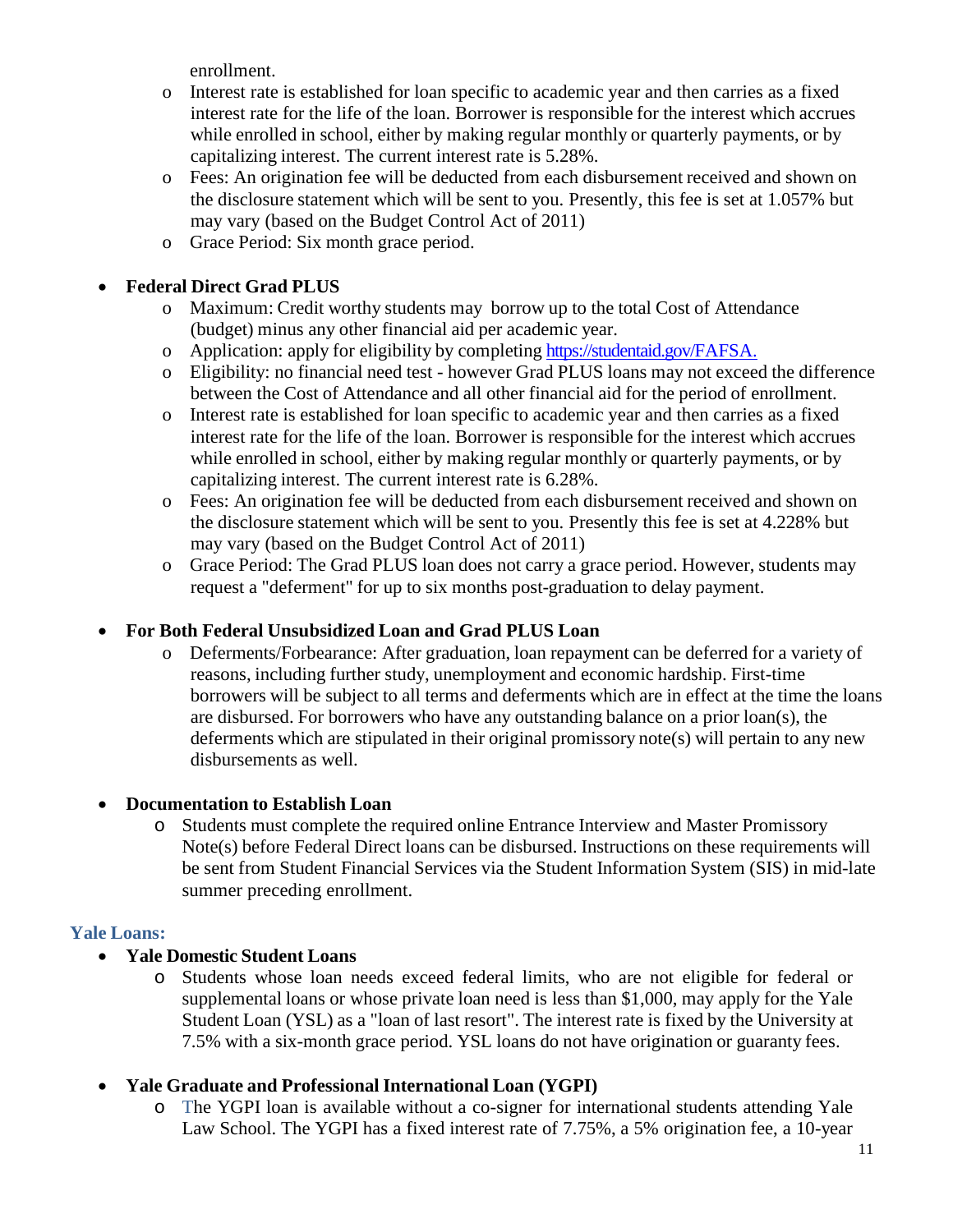enrollment.

- Interest rate is established for loan specific to academic year and then carries as a fixed interest rate for the life of the loan. Borrower is responsible for the interest which accrues while enrolled in school, either by making regular monthly or quarterly payments, or by capitalizing interest. The current interest rate is 5.28%.
- Fees: An origination fee will be deducted from each disbursement received and shown on the disclosure statement which will be sent to you. Presently, this fee is set at 1.057% but may vary (based on the Budget Control Act of 2011)
- Grace Period: Six month grace period.

- **Federal Direct Grad PLUS**
  - Maximum: Credit worthy students may borrow up to the total Cost of Attendance (budget) minus any other financial aid per academic year.
  - Application: apply for eligibility by completing https://studentaid.gov/FAFSA.
  - Eligibility: no financial need test - however Grad PLUS loans may not exceed the difference between the Cost of Attendance and all other financial aid for the period of enrollment.
  - Interest rate is established for loan specific to academic year and then carries as a fixed interest rate for the life of the loan. Borrower is responsible for the interest which accrues while enrolled in school, either by making regular monthly or quarterly payments, or by capitalizing interest. The current interest rate is 6.28%.
  - Fees: An origination fee will be deducted from each disbursement received and shown on the disclosure statement which will be sent to you. Presently this fee is set at 4.228% but may vary (based on the Budget Control Act of 2011)
  - Grace Period: The Grad PLUS loan does not carry a grace period. However, students may request a "deferment" for up to six months post-graduation to delay payment.

- **For Both Federal Unsubsidized Loan and Grad PLUS Loan**
  - Deferments/Forbearance: After graduation, loan repayment can be deferred for a variety of reasons, including further study, unemployment and economic hardship. First-time borrowers will be subject to all terms and deferments which are in effect at the time the loans are disbursed. For borrowers who have any outstanding balance on a prior loan(s), the deferments which are stipulated in their original promissory note(s) will pertain to any new disbursements as well.

- **Documentation to Establish Loan**
  - Students must complete the required online Entrance Interview and Master Promissory Note(s) before Federal Direct loans can be disbursed. Instructions on these requirements will be sent from Student Financial Services via the Student Information System (SIS) in mid-late summer preceding enrollment.

## Yale Loans:

- **Yale Domestic Student Loans**
  - Students whose loan needs exceed federal limits, who are not eligible for federal or supplemental loans or whose private loan need is less than $1,000, may apply for the Yale Student Loan (YSL) as a "loan of last resort". The interest rate is fixed by the University at 7.5% with a six-month grace period. YSL loans do not have origination or guaranty fees.

- **Yale Graduate and Professional International Loan (YGPI)**
  - The YGPI loan is available without a co-signer for international students attending Yale Law School. The YGPI has a fixed interest rate of 7.75%, a 5% origination fee, a 10-year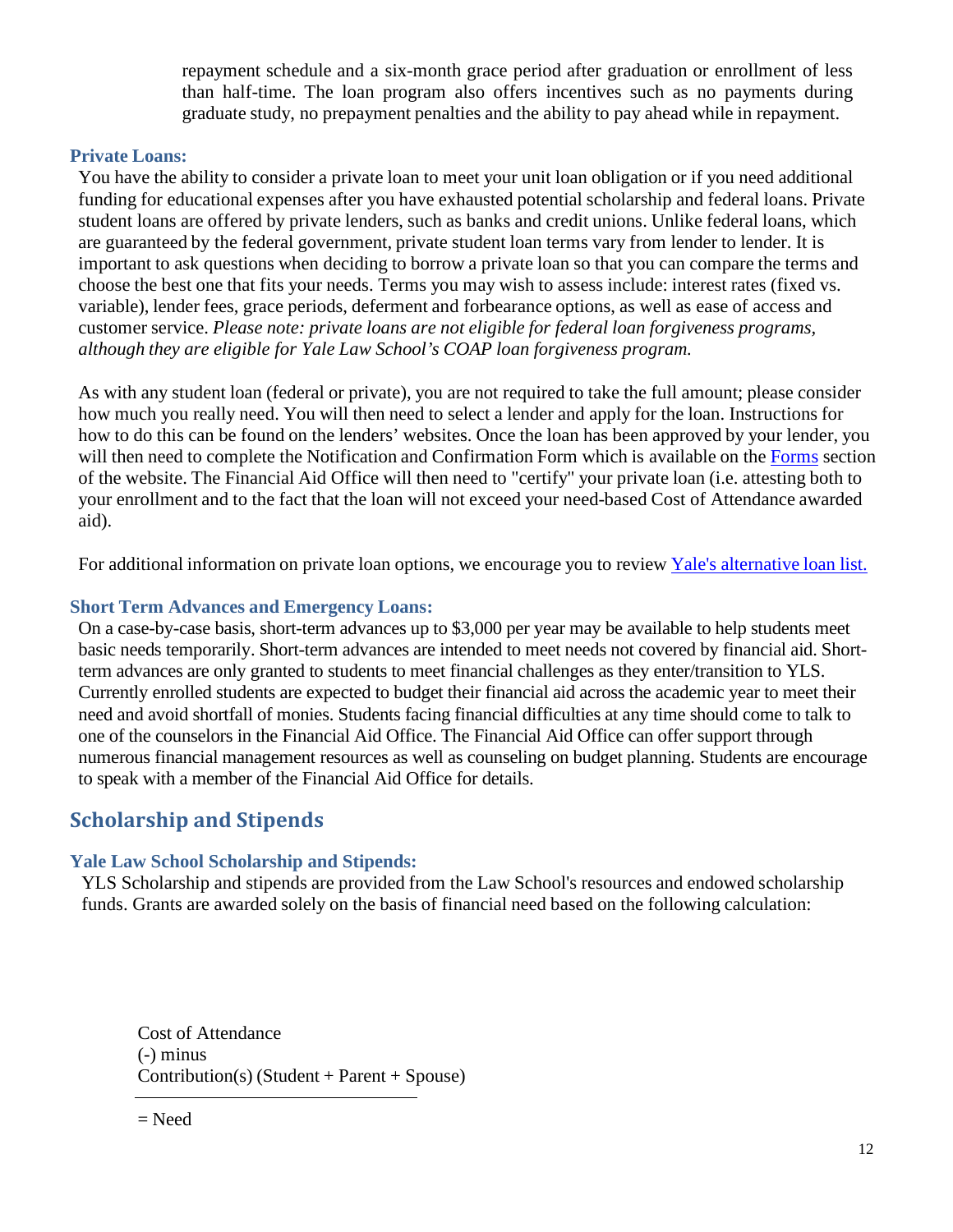repayment schedule and a six-month grace period after graduation or enrollment of less than half-time. The loan program also offers incentives such as no payments during graduate study, no prepayment penalties and the ability to pay ahead while in repayment.

### Private Loans:

You have the ability to consider a private loan to meet your unit loan obligation or if you need additional funding for educational expenses after you have exhausted potential scholarship and federal loans. Private student loans are offered by private lenders, such as banks and credit unions. Unlike federal loans, which are guaranteed by the federal government, private student loan terms vary from lender to lender. It is important to ask questions when deciding to borrow a private loan so that you can compare the terms and choose the best one that fits your needs. Terms you may wish to assess include: interest rates (fixed vs. variable), lender fees, grace periods, deferment and forbearance options, as well as ease of access and customer service. *Please note: private loans are not eligible for federal loan forgiveness programs, although they are eligible for Yale Law School's COAP loan forgiveness program.*

As with any student loan (federal or private), you are not required to take the full amount; please consider how much you really need. You will then need to select a lender and apply for the loan. Instructions for how to do this can be found on the lenders' websites. Once the loan has been approved by your lender, you will then need to complete the Notification and Confirmation Form which is available on the Forms section of the website. The Financial Aid Office will then need to "certify" your private loan (i.e. attesting both to your enrollment and to the fact that the loan will not exceed your need-based Cost of Attendance awarded aid).

For additional information on private loan options, we encourage you to review Yale's alternative loan list.

### Short Term Advances and Emergency Loans:

On a case-by-case basis, short-term advances up to $3,000 per year may be available to help students meet basic needs temporarily. Short-term advances are intended to meet needs not covered by financial aid. Short-term advances are only granted to students to meet financial challenges as they enter/transition to YLS. Currently enrolled students are expected to budget their financial aid across the academic year to meet their need and avoid shortfall of monies. Students facing financial difficulties at any time should come to talk to one of the counselors in the Financial Aid Office. The Financial Aid Office can offer support through numerous financial management resources as well as counseling on budget planning. Students are encourage to speak with a member of the Financial Aid Office for details.

## Scholarship and Stipends

### Yale Law School Scholarship and Stipends:

YLS Scholarship and stipends are provided from the Law School's resources and endowed scholarship funds. Grants are awarded solely on the basis of financial need based on the following calculation:

Cost of Attendance
(-) minus
Contribution(s) (Student + Parent + Spouse)

---

= Need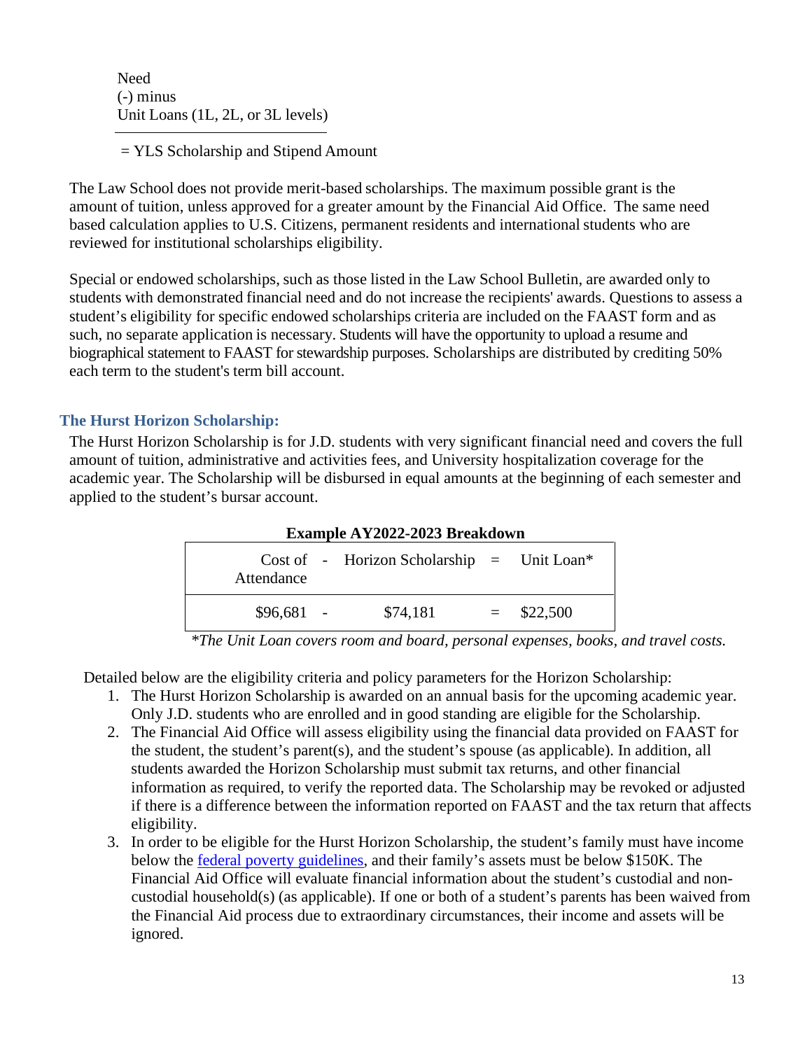Need
(-) minus
Unit Loans (1L, 2L, or 3L levels)

---

= YLS Scholarship and Stipend Amount

The Law School does not provide merit-based scholarships. The maximum possible grant is the amount of tuition, unless approved for a greater amount by the Financial Aid Office. The same need based calculation applies to U.S. Citizens, permanent residents and international students who are reviewed for institutional scholarships eligibility.

Special or endowed scholarships, such as those listed in the Law School Bulletin, are awarded only to students with demonstrated financial need and do not increase the recipients' awards. Questions to assess a student's eligibility for specific endowed scholarships criteria are included on the FAAST form and as such, no separate application is necessary. Students will have the opportunity to upload a resume and biographical statement to FAAST for stewardship purposes. Scholarships are distributed by crediting 50% each term to the student's term bill account.

## The Hurst Horizon Scholarship:

The Hurst Horizon Scholarship is for J.D. students with very significant financial need and covers the full amount of tuition, administrative and activities fees, and University hospitalization coverage for the academic year. The Scholarship will be disbursed in equal amounts at the beginning of each semester and applied to the student's bursar account.

**Example AY2022-2023 Breakdown**

| Cost of Attendance | - | Horizon Scholarship | = | Unit Loan* |
|---|---|---|---|---|
| $96,681 | - | $74,181 | = | $22,500 |

*\*The Unit Loan covers room and board, personal expenses, books, and travel costs.*

Detailed below are the eligibility criteria and policy parameters for the Horizon Scholarship:

1. The Hurst Horizon Scholarship is awarded on an annual basis for the upcoming academic year. Only J.D. students who are enrolled and in good standing are eligible for the Scholarship.
2. The Financial Aid Office will assess eligibility using the financial data provided on FAAST for the student, the student's parent(s), and the student's spouse (as applicable). In addition, all students awarded the Horizon Scholarship must submit tax returns, and other financial information as required, to verify the reported data. The Scholarship may be revoked or adjusted if there is a difference between the information reported on FAAST and the tax return that affects eligibility.
3. In order to be eligible for the Hurst Horizon Scholarship, the student's family must have income below the federal poverty guidelines, and their family's assets must be below $150K. The Financial Aid Office will evaluate financial information about the student's custodial and non-custodial household(s) (as applicable). If one or both of a student's parents has been waived from the Financial Aid process due to extraordinary circumstances, their income and assets will be ignored.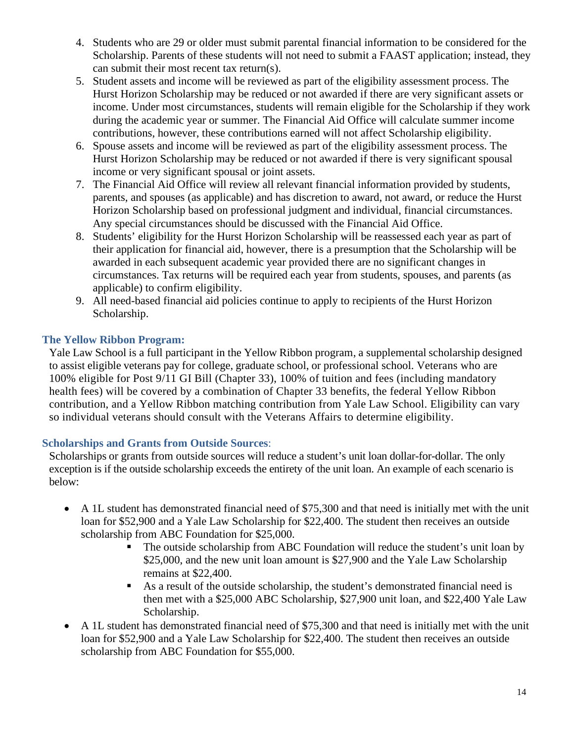4. Students who are 29 or older must submit parental financial information to be considered for the Scholarship. Parents of these students will not need to submit a FAAST application; instead, they can submit their most recent tax return(s).
5. Student assets and income will be reviewed as part of the eligibility assessment process. The Hurst Horizon Scholarship may be reduced or not awarded if there are very significant assets or income. Under most circumstances, students will remain eligible for the Scholarship if they work during the academic year or summer. The Financial Aid Office will calculate summer income contributions, however, these contributions earned will not affect Scholarship eligibility.
6. Spouse assets and income will be reviewed as part of the eligibility assessment process. The Hurst Horizon Scholarship may be reduced or not awarded if there is very significant spousal income or very significant spousal or joint assets.
7. The Financial Aid Office will review all relevant financial information provided by students, parents, and spouses (as applicable) and has discretion to award, not award, or reduce the Hurst Horizon Scholarship based on professional judgment and individual, financial circumstances. Any special circumstances should be discussed with the Financial Aid Office.
8. Students' eligibility for the Hurst Horizon Scholarship will be reassessed each year as part of their application for financial aid, however, there is a presumption that the Scholarship will be awarded in each subsequent academic year provided there are no significant changes in circumstances. Tax returns will be required each year from students, spouses, and parents (as applicable) to confirm eligibility.
9. All need-based financial aid policies continue to apply to recipients of the Hurst Horizon Scholarship.

### The Yellow Ribbon Program:

Yale Law School is a full participant in the Yellow Ribbon program, a supplemental scholarship designed to assist eligible veterans pay for college, graduate school, or professional school. Veterans who are 100% eligible for Post 9/11 GI Bill (Chapter 33), 100% of tuition and fees (including mandatory health fees) will be covered by a combination of Chapter 33 benefits, the federal Yellow Ribbon contribution, and a Yellow Ribbon matching contribution from Yale Law School. Eligibility can vary so individual veterans should consult with the Veterans Affairs to determine eligibility.

### Scholarships and Grants from Outside Sources:

Scholarships or grants from outside sources will reduce a student's unit loan dollar-for-dollar. The only exception is if the outside scholarship exceeds the entirety of the unit loan. An example of each scenario is below:

- A 1L student has demonstrated financial need of $75,300 and that need is initially met with the unit loan for $52,900 and a Yale Law Scholarship for $22,400. The student then receives an outside scholarship from ABC Foundation for $25,000.
  - The outside scholarship from ABC Foundation will reduce the student's unit loan by $25,000, and the new unit loan amount is $27,900 and the Yale Law Scholarship remains at $22,400.
  - As a result of the outside scholarship, the student's demonstrated financial need is then met with a $25,000 ABC Scholarship, $27,900 unit loan, and $22,400 Yale Law Scholarship.
- A 1L student has demonstrated financial need of $75,300 and that need is initially met with the unit loan for $52,900 and a Yale Law Scholarship for $22,400. The student then receives an outside scholarship from ABC Foundation for $55,000.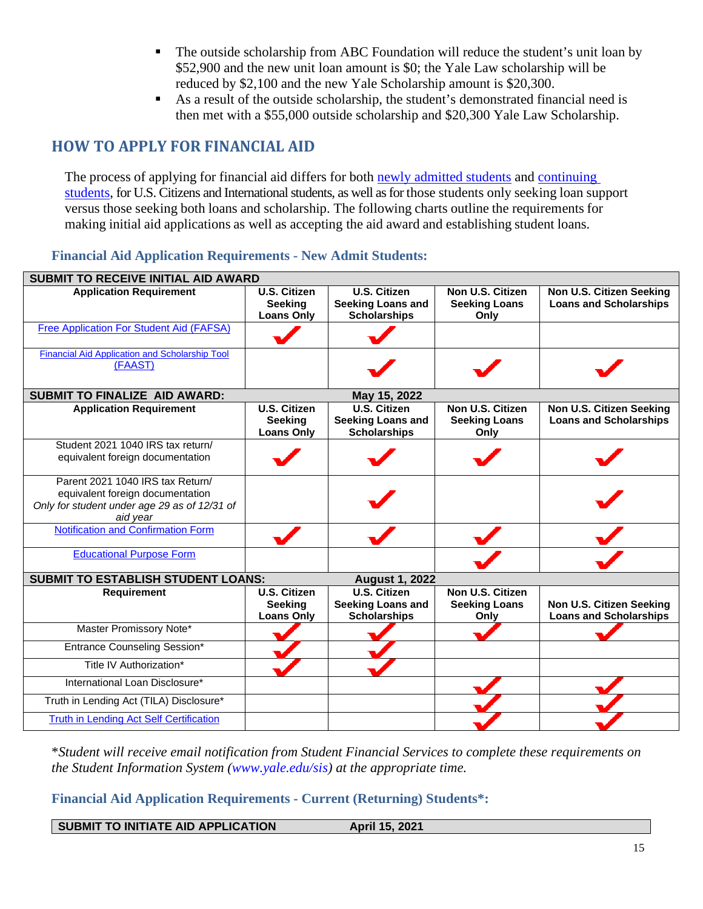- The outside scholarship from ABC Foundation will reduce the student's unit loan by $52,900 and the new unit loan amount is $0; the Yale Law scholarship will be reduced by $2,100 and the new Yale Scholarship amount is $20,300.
- As a result of the outside scholarship, the student's demonstrated financial need is then met with a $55,000 outside scholarship and $20,300 Yale Law Scholarship.

## HOW TO APPLY FOR FINANCIAL AID

The process of applying for financial aid differs for both newly admitted students and continuing students, for U.S. Citizens and International students, as well as for those students only seeking loan support versus those seeking both loans and scholarship. The following charts outline the requirements for making initial aid applications as well as accepting the aid award and establishing student loans.

### Financial Aid Application Requirements - New Admit Students:

| SUBMIT TO RECEIVE INITIAL AID AWARD | | | | |
|---|---|---|---|---|
| **Application Requirement** | **U.S. Citizen Seeking Loans Only** | **U.S. Citizen Seeking Loans and Scholarships** | **Non U.S. Citizen Seeking Loans Only** | **Non U.S. Citizen Seeking Loans and Scholarships** |
| Free Application For Student Aid (FAFSA) | ✔ | ✔ | | |
| Financial Aid Application and Scholarship Tool (FAAST) | | ✔ | ✔ | ✔ |
| **SUBMIT TO FINALIZE AID AWARD:** | | **May 15, 2022** | | |
| **Application Requirement** | **U.S. Citizen Seeking Loans Only** | **U.S. Citizen Seeking Loans and Scholarships** | **Non U.S. Citizen Seeking Loans Only** | **Non U.S. Citizen Seeking Loans and Scholarships** |
| Student 2021 1040 IRS tax return/ equivalent foreign documentation | ✔ | ✔ | ✔ | ✔ |
| Parent 2021 1040 IRS tax Return/ equivalent foreign documentation *Only for student under age 29 as of 12/31 of aid year* | | ✔ | | ✔ |
| Notification and Confirmation Form | ✔ | ✔ | ✔ | ✔ |
| Educational Purpose Form | | | ✔ | ✔ |
| **SUBMIT TO ESTABLISH STUDENT LOANS:** | | **August 1, 2022** | | |
| **Requirement** | **U.S. Citizen Seeking Loans Only** | **U.S. Citizen Seeking Loans and Scholarships** | **Non U.S. Citizen Seeking Loans Only** | **Non U.S. Citizen Seeking Loans and Scholarships** |
| Master Promissory Note* | ✔ | ✔ | ✔ | ✔ |
| Entrance Counseling Session* | ✔ | ✔ | | |
| Title IV Authorization* | ✔ | ✔ | | |
| International Loan Disclosure* | | | ✔ | ✔ |
| Truth in Lending Act (TILA) Disclosure* | | | ✔ | ✔ |
| Truth in Lending Act Self Certification | | | ✔ | ✔ |

**Student will receive email notification from Student Financial Services to complete these requirements on the Student Information System (www.yale.edu/sis) at the appropriate time.*

### Financial Aid Application Requirements - Current (Returning) Students*:

| SUBMIT TO INITIATE AID APPLICATION | April 15, 2021 |
|---|---|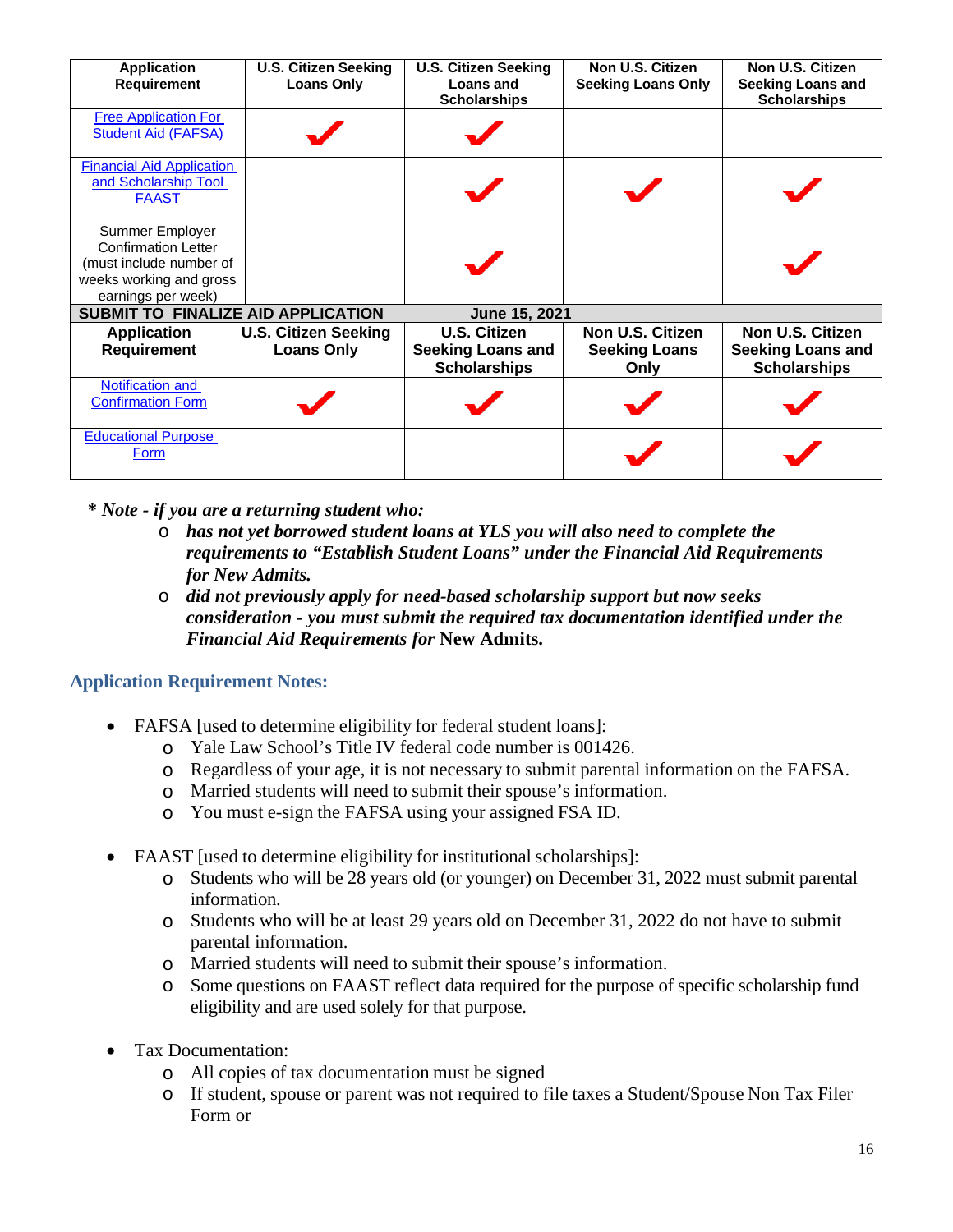| Application Requirement | U.S. Citizen Seeking Loans Only | U.S. Citizen Seeking Loans and Scholarships | Non U.S. Citizen Seeking Loans Only | Non U.S. Citizen Seeking Loans and Scholarships |
|---|---|---|---|---|
| Free Application For Student Aid (FAFSA) | ✔ | ✔ | | |
| Financial Aid Application and Scholarship Tool FAAST | | ✔ | ✔ | ✔ |
| Summer Employer Confirmation Letter (must include number of weeks working and gross earnings per week) | | ✔ | | ✔ |
| **SUBMIT TO FINALIZE AID APPLICATION** | | **June 15, 2021** | | |
| **Application Requirement** | **U.S. Citizen Seeking Loans Only** | **U.S. Citizen Seeking Loans and Scholarships** | **Non U.S. Citizen Seeking Loans Only** | **Non U.S. Citizen Seeking Loans and Scholarships** |
| Notification and Confirmation Form | ✔ | ✔ | ✔ | ✔ |
| Educational Purpose Form | | | ✔ | ✔ |

***\* Note - if you are a returning student who:***

- ***has not yet borrowed student loans at YLS you will also need to complete the requirements to "Establish Student Loans" under the Financial Aid Requirements for New Admits.***
- ***did not previously apply for need-based scholarship support but now seeks consideration - you must submit the required tax documentation identified under the Financial Aid Requirements for* New Admits.**

### Application Requirement Notes:

- FAFSA [used to determine eligibility for federal student loans]:
  - Yale Law School's Title IV federal code number is 001426.
  - Regardless of your age, it is not necessary to submit parental information on the FAFSA.
  - Married students will need to submit their spouse's information.
  - You must e-sign the FAFSA using your assigned FSA ID.

- FAAST [used to determine eligibility for institutional scholarships]:
  - Students who will be 28 years old (or younger) on December 31, 2022 must submit parental information.
  - Students who will be at least 29 years old on December 31, 2022 do not have to submit parental information.
  - Married students will need to submit their spouse's information.
  - Some questions on FAAST reflect data required for the purpose of specific scholarship fund eligibility and are used solely for that purpose.

- Tax Documentation:
  - All copies of tax documentation must be signed
  - If student, spouse or parent was not required to file taxes a Student/Spouse Non Tax Filer Form or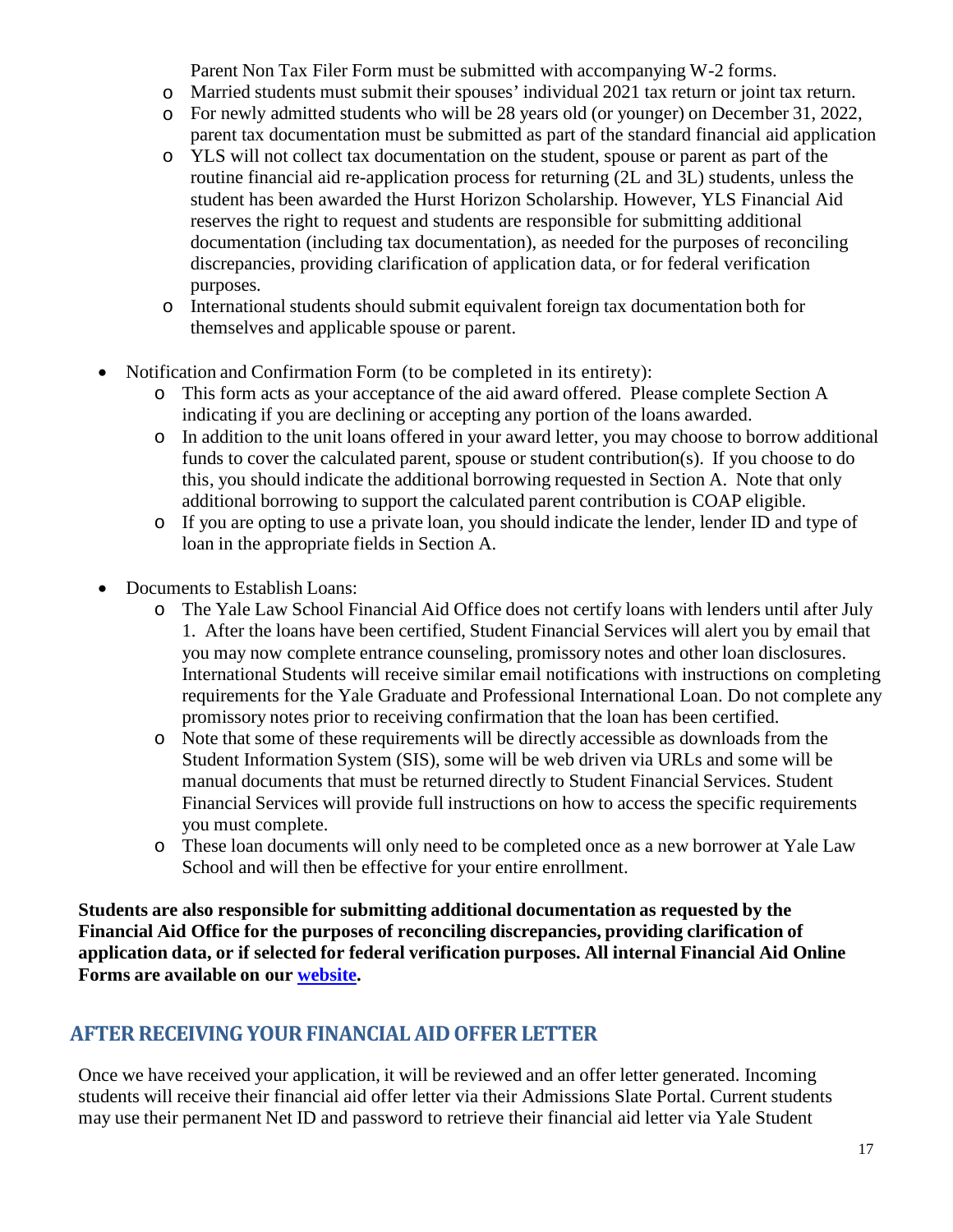Parent Non Tax Filer Form must be submitted with accompanying W-2 forms.

  - Married students must submit their spouses' individual 2021 tax return or joint tax return.
  - For newly admitted students who will be 28 years old (or younger) on December 31, 2022, parent tax documentation must be submitted as part of the standard financial aid application
  - YLS will not collect tax documentation on the student, spouse or parent as part of the routine financial aid re-application process for returning (2L and 3L) students, unless the student has been awarded the Hurst Horizon Scholarship. However, YLS Financial Aid reserves the right to request and students are responsible for submitting additional documentation (including tax documentation), as needed for the purposes of reconciling discrepancies, providing clarification of application data, or for federal verification purposes.
  - International students should submit equivalent foreign tax documentation both for themselves and applicable spouse or parent.

- Notification and Confirmation Form (to be completed in its entirety):
  - This form acts as your acceptance of the aid award offered. Please complete Section A indicating if you are declining or accepting any portion of the loans awarded.
  - In addition to the unit loans offered in your award letter, you may choose to borrow additional funds to cover the calculated parent, spouse or student contribution(s). If you choose to do this, you should indicate the additional borrowing requested in Section A. Note that only additional borrowing to support the calculated parent contribution is COAP eligible.
  - If you are opting to use a private loan, you should indicate the lender, lender ID and type of loan in the appropriate fields in Section A.

- Documents to Establish Loans:
  - The Yale Law School Financial Aid Office does not certify loans with lenders until after July 1. After the loans have been certified, Student Financial Services will alert you by email that you may now complete entrance counseling, promissory notes and other loan disclosures. International Students will receive similar email notifications with instructions on completing requirements for the Yale Graduate and Professional International Loan. Do not complete any promissory notes prior to receiving confirmation that the loan has been certified.
  - Note that some of these requirements will be directly accessible as downloads from the Student Information System (SIS), some will be web driven via URLs and some will be manual documents that must be returned directly to Student Financial Services. Student Financial Services will provide full instructions on how to access the specific requirements you must complete.
  - These loan documents will only need to be completed once as a new borrower at Yale Law School and will then be effective for your entire enrollment.

**Students are also responsible for submitting additional documentation as requested by the Financial Aid Office for the purposes of reconciling discrepancies, providing clarification of application data, or if selected for federal verification purposes. All internal Financial Aid Online Forms are available on our website.**

## AFTER RECEIVING YOUR FINANCIAL AID OFFER LETTER

Once we have received your application, it will be reviewed and an offer letter generated. Incoming students will receive their financial aid offer letter via their Admissions Slate Portal. Current students may use their permanent Net ID and password to retrieve their financial aid letter via Yale Student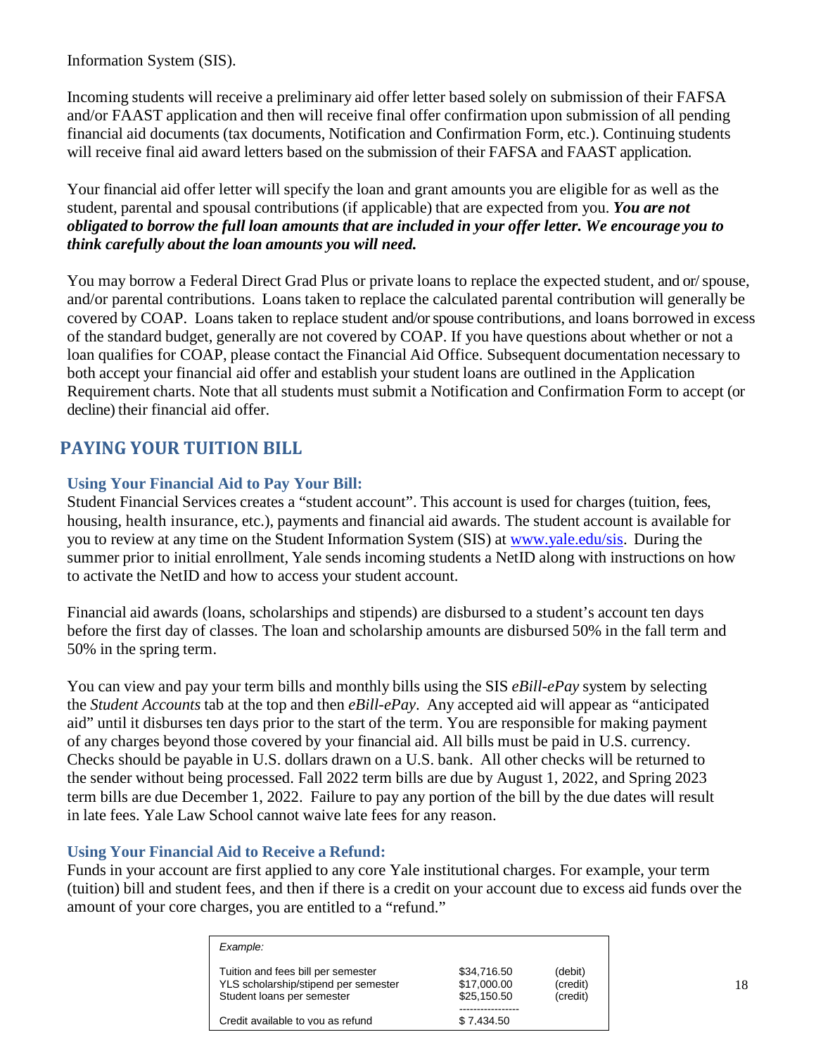Information System (SIS).

Incoming students will receive a preliminary aid offer letter based solely on submission of their FAFSA and/or FAAST application and then will receive final offer confirmation upon submission of all pending financial aid documents (tax documents, Notification and Confirmation Form, etc.). Continuing students will receive final aid award letters based on the submission of their FAFSA and FAAST application.

Your financial aid offer letter will specify the loan and grant amounts you are eligible for as well as the student, parental and spousal contributions (if applicable) that are expected from you. ***You are not obligated to borrow the full loan amounts that are included in your offer letter. We encourage you to think carefully about the loan amounts you will need.***

You may borrow a Federal Direct Grad Plus or private loans to replace the expected student, and or/ spouse, and/or parental contributions. Loans taken to replace the calculated parental contribution will generally be covered by COAP. Loans taken to replace student and/or spouse contributions, and loans borrowed in excess of the standard budget, generally are not covered by COAP. If you have questions about whether or not a loan qualifies for COAP, please contact the Financial Aid Office. Subsequent documentation necessary to both accept your financial aid offer and establish your student loans are outlined in the Application Requirement charts. Note that all students must submit a Notification and Confirmation Form to accept (or decline) their financial aid offer.

## PAYING YOUR TUITION BILL

### Using Your Financial Aid to Pay Your Bill:

Student Financial Services creates a "student account". This account is used for charges (tuition, fees, housing, health insurance, etc.), payments and financial aid awards. The student account is available for you to review at any time on the Student Information System (SIS) at [www.yale.edu/sis](www.yale.edu/sis). During the summer prior to initial enrollment, Yale sends incoming students a NetID along with instructions on how to activate the NetID and how to access your student account.

Financial aid awards (loans, scholarships and stipends) are disbursed to a student's account ten days before the first day of classes. The loan and scholarship amounts are disbursed 50% in the fall term and 50% in the spring term.

You can view and pay your term bills and monthly bills using the SIS *eBill-ePay* system by selecting the *Student Accounts* tab at the top and then *eBill-ePay*. Any accepted aid will appear as "anticipated aid" until it disburses ten days prior to the start of the term. You are responsible for making payment of any charges beyond those covered by your financial aid. All bills must be paid in U.S. currency. Checks should be payable in U.S. dollars drawn on a U.S. bank. All other checks will be returned to the sender without being processed. Fall 2022 term bills are due by August 1, 2022, and Spring 2023 term bills are due December 1, 2022. Failure to pay any portion of the bill by the due dates will result in late fees. Yale Law School cannot waive late fees for any reason.

### Using Your Financial Aid to Receive a Refund:

Funds in your account are first applied to any core Yale institutional charges. For example, your term (tuition) bill and student fees, and then if there is a credit on your account due to excess aid funds over the amount of your core charges, you are entitled to a "refund."

*Example:*

| | | |
|---|---|---|
| Tuition and fees bill per semester | $34,716.50 | (debit) |
| YLS scholarship/stipend per semester | $17,000.00 | (credit) |
| Student loans per semester | $25,150.50 | (credit) |
| Credit available to you as refund | $ 7,434.50 | |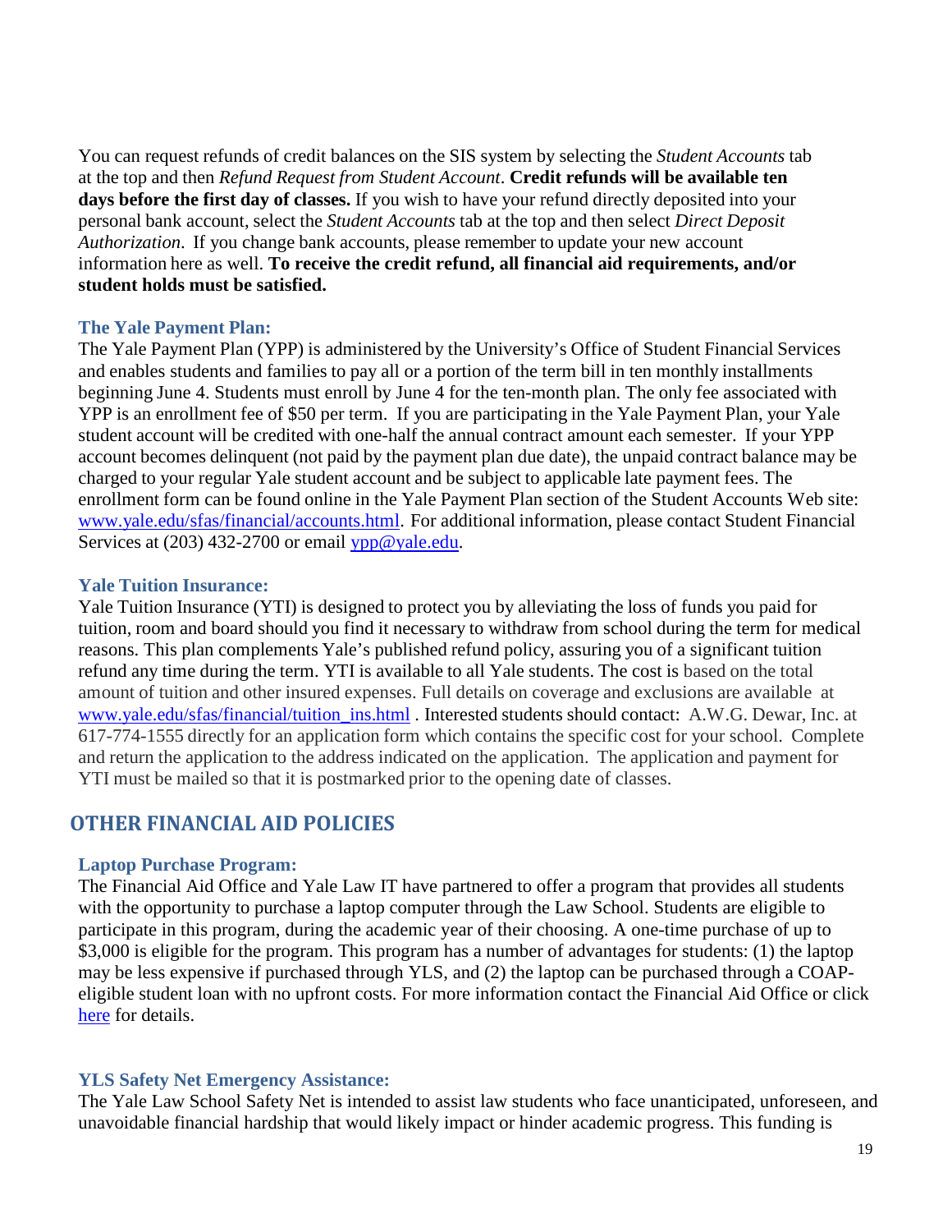You can request refunds of credit balances on the SIS system by selecting the *Student Accounts* tab at the top and then *Refund Request from Student Account*. **Credit refunds will be available ten days before the first day of classes.** If you wish to have your refund directly deposited into your personal bank account, select the *Student Accounts* tab at the top and then select *Direct Deposit Authorization*. If you change bank accounts, please remember to update your new account information here as well. **To receive the credit refund, all financial aid requirements, and/or student holds must be satisfied.**

### The Yale Payment Plan:

The Yale Payment Plan (YPP) is administered by the University's Office of Student Financial Services and enables students and families to pay all or a portion of the term bill in ten monthly installments beginning June 4. Students must enroll by June 4 for the ten-month plan. The only fee associated with YPP is an enrollment fee of $50 per term. If you are participating in the Yale Payment Plan, your Yale student account will be credited with one-half the annual contract amount each semester. If your YPP account becomes delinquent (not paid by the payment plan due date), the unpaid contract balance may be charged to your regular Yale student account and be subject to applicable late payment fees. The enrollment form can be found online in the Yale Payment Plan section of the Student Accounts Web site: [www.yale.edu/sfas/financial/accounts.html](www.yale.edu/sfas/financial/accounts.html). For additional information, please contact Student Financial Services at (203) 432-2700 or email [ypp@yale.edu](mailto:ypp@yale.edu).

### Yale Tuition Insurance:

Yale Tuition Insurance (YTI) is designed to protect you by alleviating the loss of funds you paid for tuition, room and board should you find it necessary to withdraw from school during the term for medical reasons. This plan complements Yale's published refund policy, assuring you of a significant tuition refund any time during the term. YTI is available to all Yale students. The cost is based on the total amount of tuition and other insured expenses. Full details on coverage and exclusions are available at [www.yale.edu/sfas/financial/tuition_ins.html](www.yale.edu/sfas/financial/tuition_ins.html) . Interested students should contact: A.W.G. Dewar, Inc. at 617-774-1555 directly for an application form which contains the specific cost for your school. Complete and return the application to the address indicated on the application. The application and payment for YTI must be mailed so that it is postmarked prior to the opening date of classes.

## OTHER FINANCIAL AID POLICIES

### Laptop Purchase Program:

The Financial Aid Office and Yale Law IT have partnered to offer a program that provides all students with the opportunity to purchase a laptop computer through the Law School. Students are eligible to participate in this program, during the academic year of their choosing. A one-time purchase of up to $3,000 is eligible for the program. This program has a number of advantages for students: (1) the laptop may be less expensive if purchased through YLS, and (2) the laptop can be purchased through a COAP-eligible student loan with no upfront costs. For more information contact the Financial Aid Office or click here for details.

### YLS Safety Net Emergency Assistance:

The Yale Law School Safety Net is intended to assist law students who face unanticipated, unforeseen, and unavoidable financial hardship that would likely impact or hinder academic progress. This funding is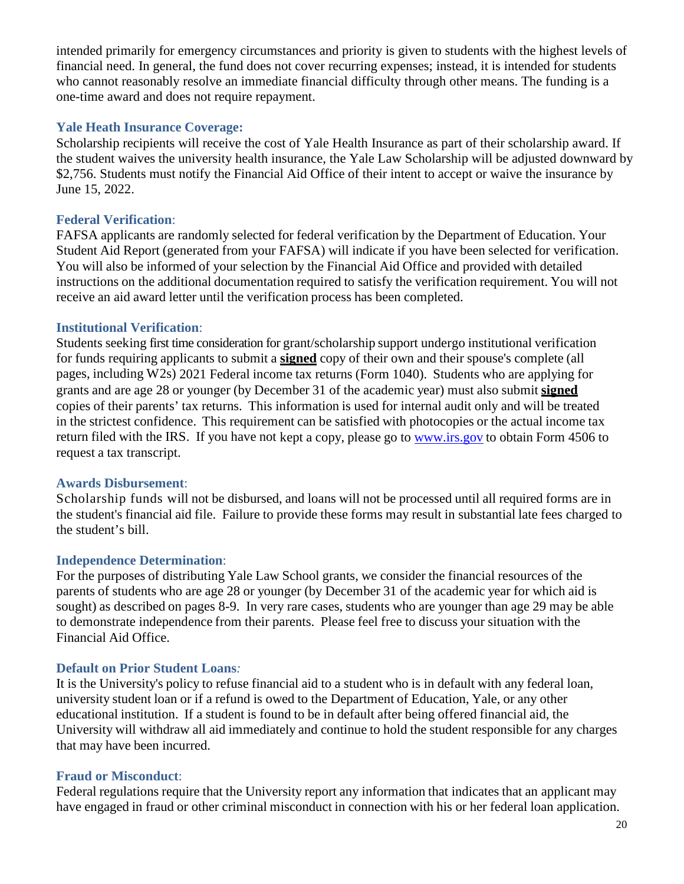intended primarily for emergency circumstances and priority is given to students with the highest levels of financial need. In general, the fund does not cover recurring expenses; instead, it is intended for students who cannot reasonably resolve an immediate financial difficulty through other means. The funding is a one-time award and does not require repayment.

### Yale Heath Insurance Coverage:

Scholarship recipients will receive the cost of Yale Health Insurance as part of their scholarship award. If the student waives the university health insurance, the Yale Law Scholarship will be adjusted downward by $2,756. Students must notify the Financial Aid Office of their intent to accept or waive the insurance by June 15, 2022.

### Federal Verification:

FAFSA applicants are randomly selected for federal verification by the Department of Education. Your Student Aid Report (generated from your FAFSA) will indicate if you have been selected for verification. You will also be informed of your selection by the Financial Aid Office and provided with detailed instructions on the additional documentation required to satisfy the verification requirement. You will not receive an aid award letter until the verification process has been completed.

### Institutional Verification:

Students seeking first time consideration for grant/scholarship support undergo institutional verification for funds requiring applicants to submit a **signed** copy of their own and their spouse's complete (all pages, including W2s) 2021 Federal income tax returns (Form 1040). Students who are applying for grants and are age 28 or younger (by December 31 of the academic year) must also submit **signed** copies of their parents' tax returns. This information is used for internal audit only and will be treated in the strictest confidence. This requirement can be satisfied with photocopies or the actual income tax return filed with the IRS. If you have not kept a copy, please go to [www.irs.gov](http://www.irs.gov) to obtain Form 4506 to request a tax transcript.

### Awards Disbursement:

Scholarship funds will not be disbursed, and loans will not be processed until all required forms are in the student's financial aid file. Failure to provide these forms may result in substantial late fees charged to the student's bill.

### Independence Determination:

For the purposes of distributing Yale Law School grants, we consider the financial resources of the parents of students who are age 28 or younger (by December 31 of the academic year for which aid is sought) as described on pages 8-9. In very rare cases, students who are younger than age 29 may be able to demonstrate independence from their parents. Please feel free to discuss your situation with the Financial Aid Office.

### Default on Prior Student Loans:

It is the University's policy to refuse financial aid to a student who is in default with any federal loan, university student loan or if a refund is owed to the Department of Education, Yale, or any other educational institution. If a student is found to be in default after being offered financial aid, the University will withdraw all aid immediately and continue to hold the student responsible for any charges that may have been incurred.

### Fraud or Misconduct:

Federal regulations require that the University report any information that indicates that an applicant may have engaged in fraud or other criminal misconduct in connection with his or her federal loan application.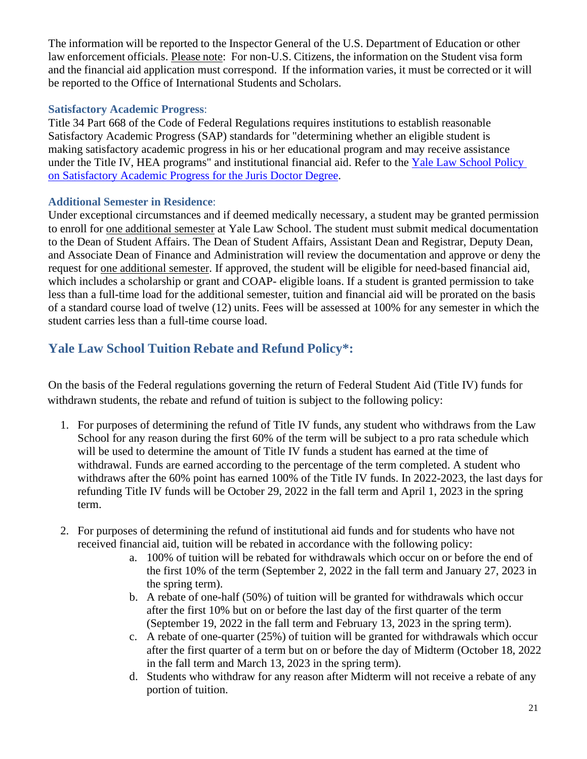The information will be reported to the Inspector General of the U.S. Department of Education or other law enforcement officials. Please note: For non-U.S. Citizens, the information on the Student visa form and the financial aid application must correspond. If the information varies, it must be corrected or it will be reported to the Office of International Students and Scholars.

### Satisfactory Academic Progress:

Title 34 Part 668 of the Code of Federal Regulations requires institutions to establish reasonable Satisfactory Academic Progress (SAP) standards for "determining whether an eligible student is making satisfactory academic progress in his or her educational program and may receive assistance under the Title IV, HEA programs" and institutional financial aid. Refer to the [Yale Law School Policy on Satisfactory Academic Progress for the Juris Doctor Degree]().

### Additional Semester in Residence:

Under exceptional circumstances and if deemed medically necessary, a student may be granted permission to enroll for one additional semester at Yale Law School. The student must submit medical documentation to the Dean of Student Affairs. The Dean of Student Affairs, Assistant Dean and Registrar, Deputy Dean, and Associate Dean of Finance and Administration will review the documentation and approve or deny the request for one additional semester. If approved, the student will be eligible for need-based financial aid, which includes a scholarship or grant and COAP- eligible loans. If a student is granted permission to take less than a full-time load for the additional semester, tuition and financial aid will be prorated on the basis of a standard course load of twelve (12) units. Fees will be assessed at 100% for any semester in which the student carries less than a full-time course load.

## Yale Law School Tuition Rebate and Refund Policy*:

On the basis of the Federal regulations governing the return of Federal Student Aid (Title IV) funds for withdrawn students, the rebate and refund of tuition is subject to the following policy:

1. For purposes of determining the refund of Title IV funds, any student who withdraws from the Law School for any reason during the first 60% of the term will be subject to a pro rata schedule which will be used to determine the amount of Title IV funds a student has earned at the time of withdrawal. Funds are earned according to the percentage of the term completed. A student who withdraws after the 60% point has earned 100% of the Title IV funds. In 2022-2023, the last days for refunding Title IV funds will be October 29, 2022 in the fall term and April 1, 2023 in the spring term.

2. For purposes of determining the refund of institutional aid funds and for students who have not received financial aid, tuition will be rebated in accordance with the following policy:
    a. 100% of tuition will be rebated for withdrawals which occur on or before the end of the first 10% of the term (September 2, 2022 in the fall term and January 27, 2023 in the spring term).
    b. A rebate of one-half (50%) of tuition will be granted for withdrawals which occur after the first 10% but on or before the last day of the first quarter of the term (September 19, 2022 in the fall term and February 13, 2023 in the spring term).
    c. A rebate of one-quarter (25%) of tuition will be granted for withdrawals which occur after the first quarter of a term but on or before the day of Midterm (October 18, 2022 in the fall term and March 13, 2023 in the spring term).
    d. Students who withdraw for any reason after Midterm will not receive a rebate of any portion of tuition.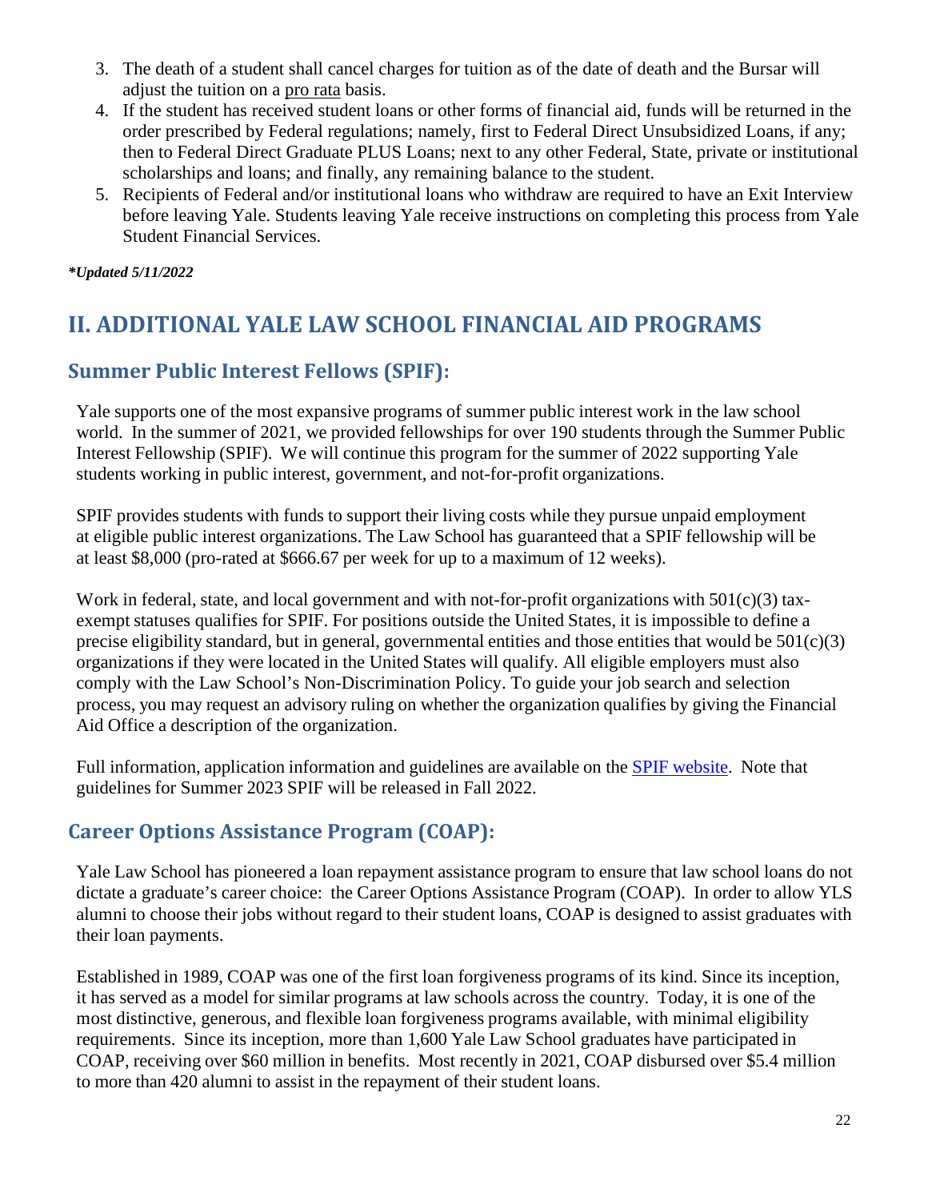3. The death of a student shall cancel charges for tuition as of the date of death and the Bursar will adjust the tuition on a pro rata basis.
4. If the student has received student loans or other forms of financial aid, funds will be returned in the order prescribed by Federal regulations; namely, first to Federal Direct Unsubsidized Loans, if any; then to Federal Direct Graduate PLUS Loans; next to any other Federal, State, private or institutional scholarships and loans; and finally, any remaining balance to the student.
5. Recipients of Federal and/or institutional loans who withdraw are required to have an Exit Interview before leaving Yale. Students leaving Yale receive instructions on completing this process from Yale Student Financial Services.

***Updated 5/11/2022***

## II. ADDITIONAL YALE LAW SCHOOL FINANCIAL AID PROGRAMS

### Summer Public Interest Fellows (SPIF):

Yale supports one of the most expansive programs of summer public interest work in the law school world. In the summer of 2021, we provided fellowships for over 190 students through the Summer Public Interest Fellowship (SPIF). We will continue this program for the summer of 2022 supporting Yale students working in public interest, government, and not-for-profit organizations.

SPIF provides students with funds to support their living costs while they pursue unpaid employment at eligible public interest organizations. The Law School has guaranteed that a SPIF fellowship will be at least $8,000 (pro-rated at $666.67 per week for up to a maximum of 12 weeks).

Work in federal, state, and local government and with not-for-profit organizations with 501(c)(3) tax-exempt statuses qualifies for SPIF. For positions outside the United States, it is impossible to define a precise eligibility standard, but in general, governmental entities and those entities that would be 501(c)(3) organizations if they were located in the United States will qualify. All eligible employers must also comply with the Law School's Non-Discrimination Policy. To guide your job search and selection process, you may request an advisory ruling on whether the organization qualifies by giving the Financial Aid Office a description of the organization.

Full information, application information and guidelines are available on the SPIF website. Note that guidelines for Summer 2023 SPIF will be released in Fall 2022.

### Career Options Assistance Program (COAP):

Yale Law School has pioneered a loan repayment assistance program to ensure that law school loans do not dictate a graduate's career choice: the Career Options Assistance Program (COAP). In order to allow YLS alumni to choose their jobs without regard to their student loans, COAP is designed to assist graduates with their loan payments.

Established in 1989, COAP was one of the first loan forgiveness programs of its kind. Since its inception, it has served as a model for similar programs at law schools across the country. Today, it is one of the most distinctive, generous, and flexible loan forgiveness programs available, with minimal eligibility requirements. Since its inception, more than 1,600 Yale Law School graduates have participated in COAP, receiving over $60 million in benefits. Most recently in 2021, COAP disbursed over $5.4 million to more than 420 alumni to assist in the repayment of their student loans.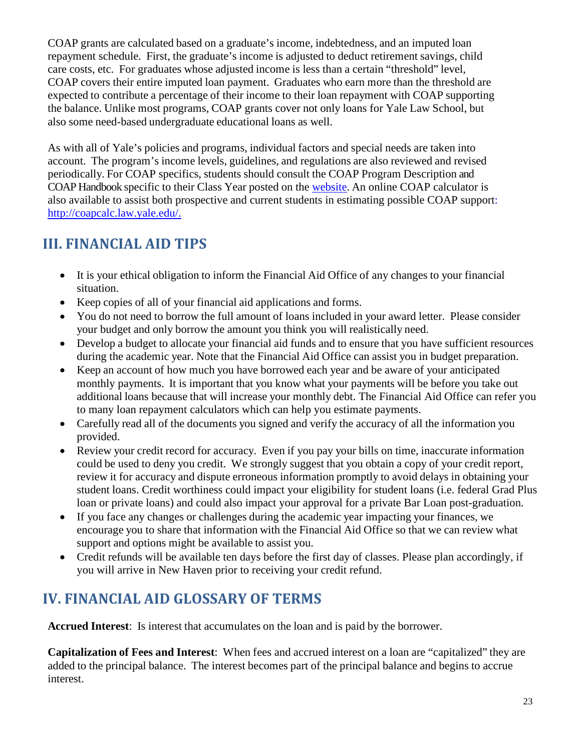COAP grants are calculated based on a graduate's income, indebtedness, and an imputed loan repayment schedule. First, the graduate's income is adjusted to deduct retirement savings, child care costs, etc. For graduates whose adjusted income is less than a certain "threshold" level, COAP covers their entire imputed loan payment. Graduates who earn more than the threshold are expected to contribute a percentage of their income to their loan repayment with COAP supporting the balance. Unlike most programs, COAP grants cover not only loans for Yale Law School, but also some need-based undergraduate educational loans as well.

As with all of Yale's policies and programs, individual factors and special needs are taken into account. The program's income levels, guidelines, and regulations are also reviewed and revised periodically. For COAP specifics, students should consult the COAP Program Description and COAP Handbook specific to their Class Year posted on the website. An online COAP calculator is also available to assist both prospective and current students in estimating possible COAP support: http://coapcalc.law.yale.edu/.

## III. FINANCIAL AID TIPS

- It is your ethical obligation to inform the Financial Aid Office of any changes to your financial situation.
- Keep copies of all of your financial aid applications and forms.
- You do not need to borrow the full amount of loans included in your award letter. Please consider your budget and only borrow the amount you think you will realistically need.
- Develop a budget to allocate your financial aid funds and to ensure that you have sufficient resources during the academic year. Note that the Financial Aid Office can assist you in budget preparation.
- Keep an account of how much you have borrowed each year and be aware of your anticipated monthly payments. It is important that you know what your payments will be before you take out additional loans because that will increase your monthly debt. The Financial Aid Office can refer you to many loan repayment calculators which can help you estimate payments.
- Carefully read all of the documents you signed and verify the accuracy of all the information you provided.
- Review your credit record for accuracy. Even if you pay your bills on time, inaccurate information could be used to deny you credit. We strongly suggest that you obtain a copy of your credit report, review it for accuracy and dispute erroneous information promptly to avoid delays in obtaining your student loans. Credit worthiness could impact your eligibility for student loans (i.e. federal Grad Plus loan or private loans) and could also impact your approval for a private Bar Loan post-graduation.
- If you face any changes or challenges during the academic year impacting your finances, we encourage you to share that information with the Financial Aid Office so that we can review what support and options might be available to assist you.
- Credit refunds will be available ten days before the first day of classes. Please plan accordingly, if you will arrive in New Haven prior to receiving your credit refund.

## IV. FINANCIAL AID GLOSSARY OF TERMS

**Accrued Interest**: Is interest that accumulates on the loan and is paid by the borrower.

**Capitalization of Fees and Interest**: When fees and accrued interest on a loan are "capitalized" they are added to the principal balance. The interest becomes part of the principal balance and begins to accrue interest.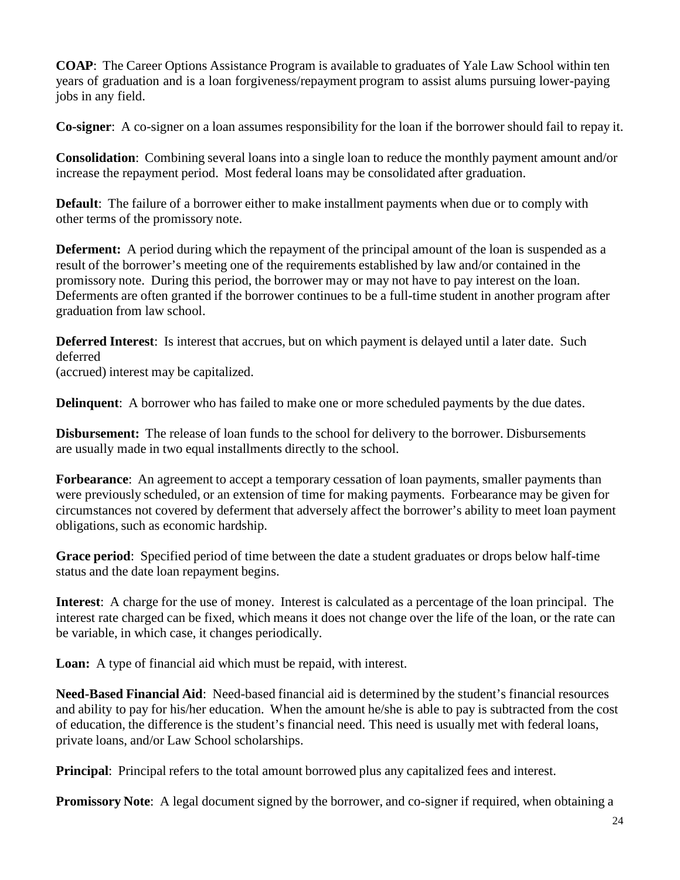**COAP**: The Career Options Assistance Program is available to graduates of Yale Law School within ten years of graduation and is a loan forgiveness/repayment program to assist alums pursuing lower-paying jobs in any field.

**Co-signer**: A co-signer on a loan assumes responsibility for the loan if the borrower should fail to repay it.

**Consolidation**: Combining several loans into a single loan to reduce the monthly payment amount and/or increase the repayment period. Most federal loans may be consolidated after graduation.

**Default**: The failure of a borrower either to make installment payments when due or to comply with other terms of the promissory note.

**Deferment:** A period during which the repayment of the principal amount of the loan is suspended as a result of the borrower's meeting one of the requirements established by law and/or contained in the promissory note. During this period, the borrower may or may not have to pay interest on the loan. Deferments are often granted if the borrower continues to be a full-time student in another program after graduation from law school.

**Deferred Interest**: Is interest that accrues, but on which payment is delayed until a later date. Such deferred
(accrued) interest may be capitalized.

**Delinquent**: A borrower who has failed to make one or more scheduled payments by the due dates.

**Disbursement:** The release of loan funds to the school for delivery to the borrower. Disbursements are usually made in two equal installments directly to the school.

**Forbearance**: An agreement to accept a temporary cessation of loan payments, smaller payments than were previously scheduled, or an extension of time for making payments. Forbearance may be given for circumstances not covered by deferment that adversely affect the borrower's ability to meet loan payment obligations, such as economic hardship.

**Grace period**: Specified period of time between the date a student graduates or drops below half-time status and the date loan repayment begins.

**Interest**: A charge for the use of money. Interest is calculated as a percentage of the loan principal. The interest rate charged can be fixed, which means it does not change over the life of the loan, or the rate can be variable, in which case, it changes periodically.

**Loan:** A type of financial aid which must be repaid, with interest.

**Need-Based Financial Aid**: Need-based financial aid is determined by the student's financial resources and ability to pay for his/her education. When the amount he/she is able to pay is subtracted from the cost of education, the difference is the student's financial need. This need is usually met with federal loans, private loans, and/or Law School scholarships.

**Principal**: Principal refers to the total amount borrowed plus any capitalized fees and interest.

**Promissory Note**: A legal document signed by the borrower, and co-signer if required, when obtaining a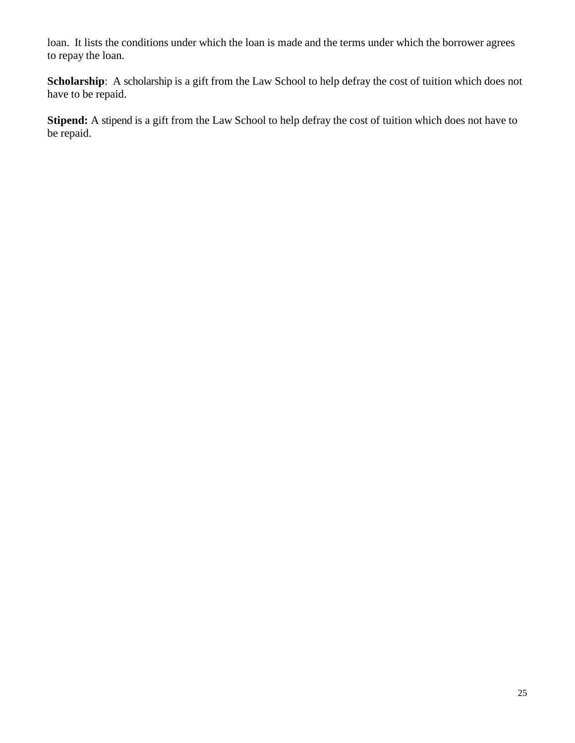loan.  It lists the conditions under which the loan is made and the terms under which the borrower agrees to repay the loan.

**Scholarship**:  A scholarship is a gift from the Law School to help defray the cost of tuition which does not have to be repaid.

**Stipend:** A stipend is a gift from the Law School to help defray the cost of tuition which does not have to be repaid.